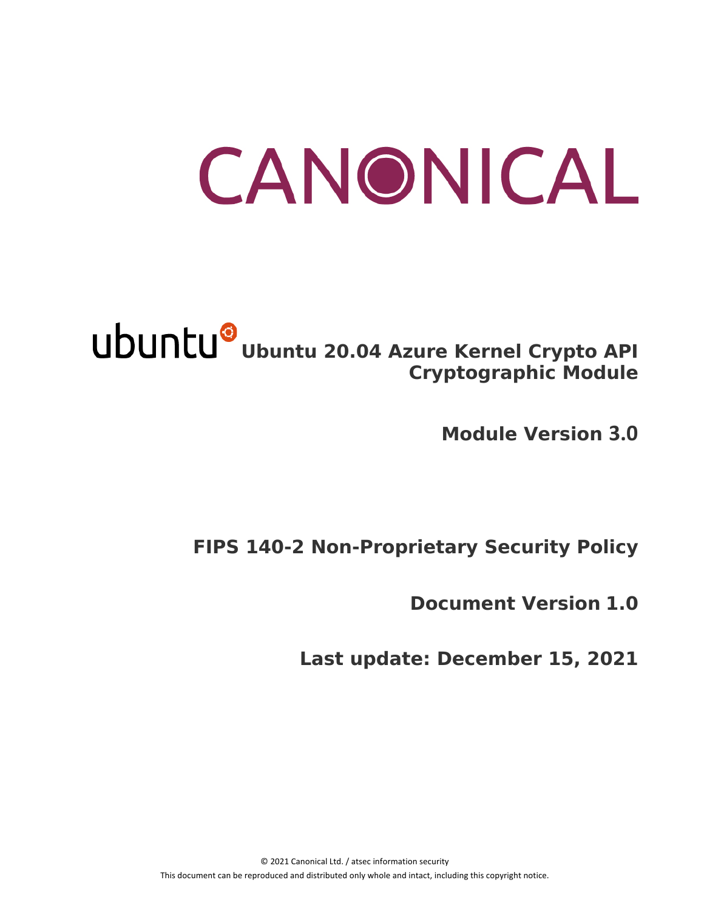# CANONICAL

## ubuntu Ubuntu 20.04 Azure Kernel Crypto API Cryptographic Module

**Module Version 3.0**

**FIPS 140-2 Non-Proprietary Security Policy**

**Document Version 1.0**

**Last update: December 15, 2021**

© 2021 Canonical Ltd. / atsec information security

This document can be reproduced and distributed only whole and intact, including this copyright notice.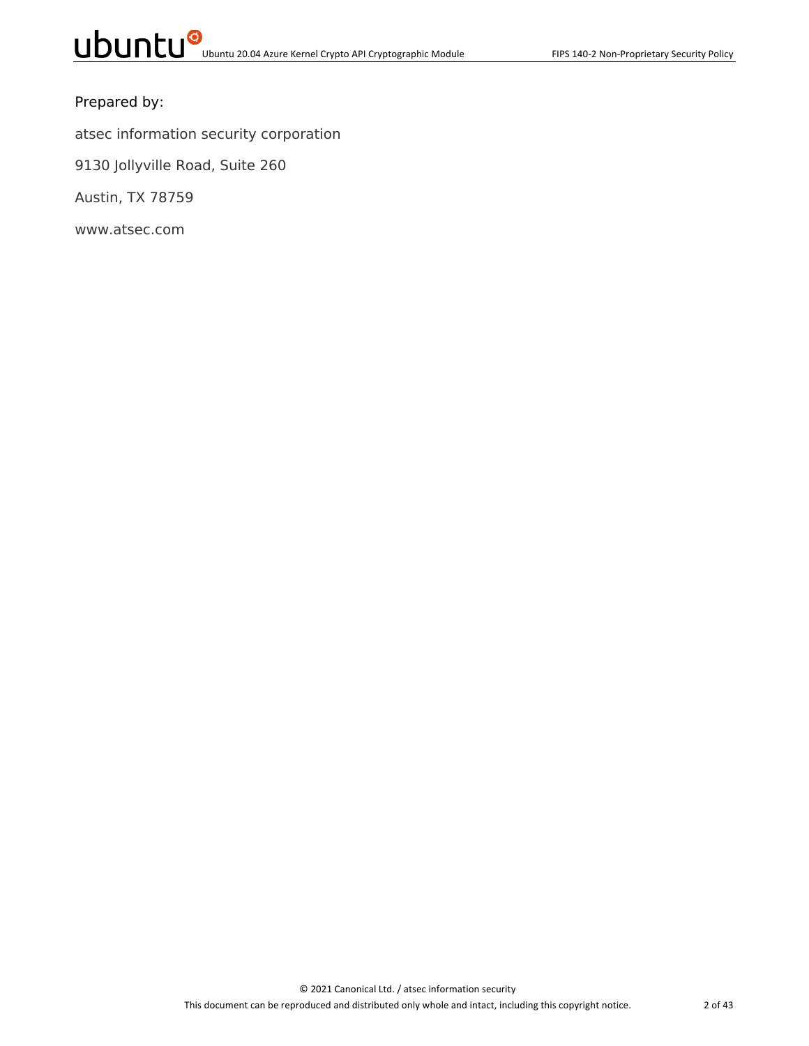Prepared by:

atsec information security corporation

9130 Jollyville Road, Suite 260

Austin, TX 78759

www.atsec.com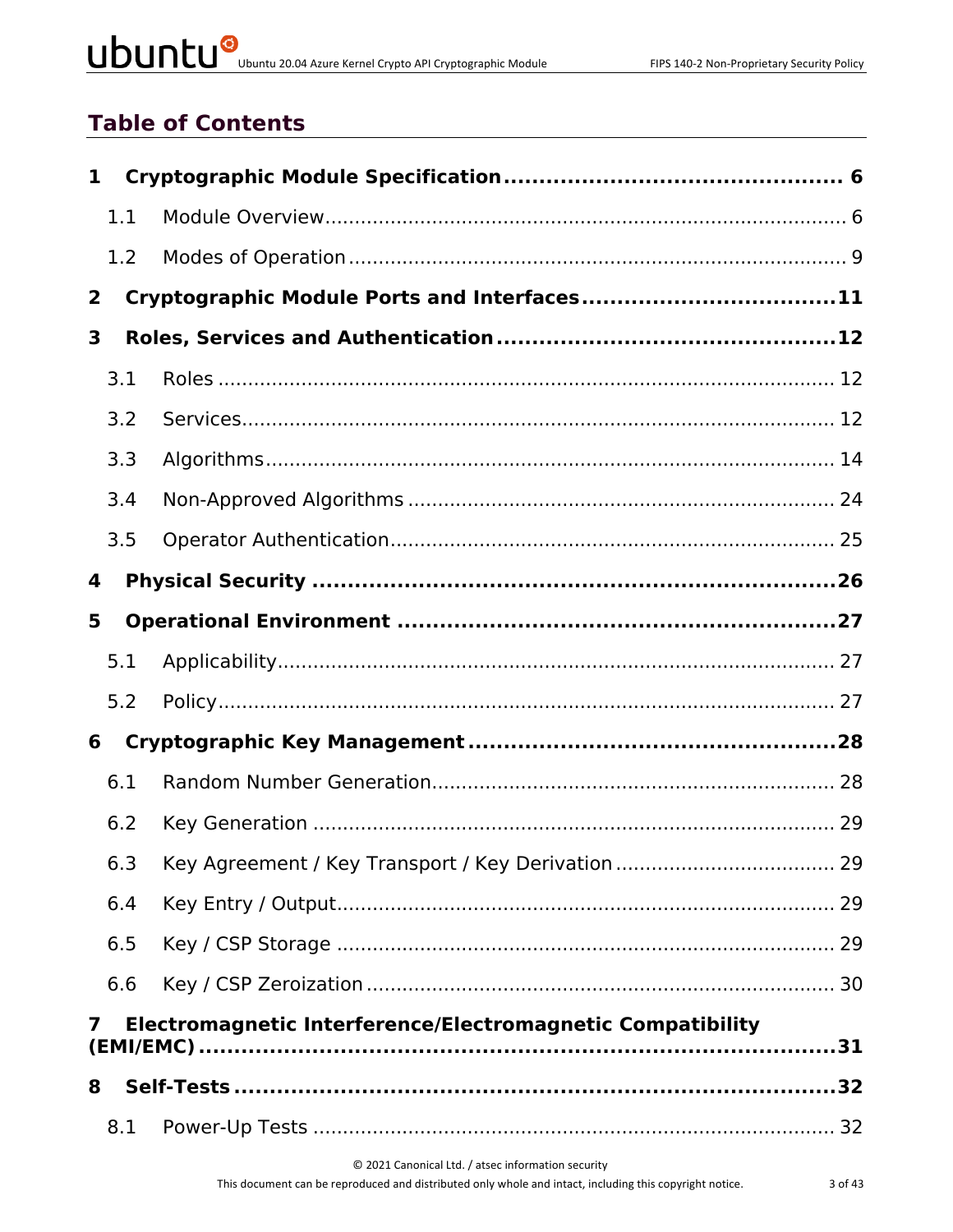## Table of Contents

**1 Cryptographic Module Specification ........................................ 6**

1.1 Module Overview ........................................ 6

1.2 Modes of Operation ........................................ 9

**2 Cryptographic Module Ports and Interfaces ........................................ 11**

**3 Roles, Services and Authentication ........................................ 12**

3.1 Roles ........................................ 12

3.2 Services ........................................ 12

3.3 Algorithms ........................................ 14

3.4 Non-Approved Algorithms ........................................ 24

3.5 Operator Authentication ........................................ 25

**4 Physical Security ........................................ 26**

**5 Operational Environment ........................................ 27**

5.1 Applicability ........................................ 27

5.2 Policy ........................................ 27

**6 Cryptographic Key Management ........................................ 28**

6.1 Random Number Generation ........................................ 28

6.2 Key Generation ........................................ 29

6.3 Key Agreement / Key Transport / Key Derivation ........................................ 29

6.4 Key Entry / Output ........................................ 29

6.5 Key / CSP Storage ........................................ 29

6.6 Key / CSP Zeroization ........................................ 30

**7 Electromagnetic Interference/Electromagnetic Compatibility (EMI/EMC) ........................................ 31**

**8 Self-Tests ........................................ 32**

8.1 Power-Up Tests ........................................ 32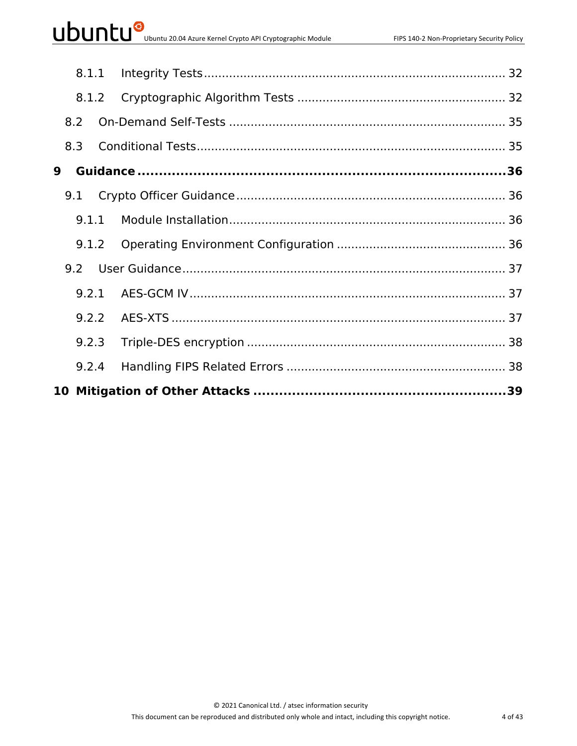8.1.1 Integrity Tests .......... 32

8.1.2 Cryptographic Algorithm Tests .......... 32

8.2 On-Demand Self-Tests .......... 35

8.3 Conditional Tests .......... 35

**9 Guidance .......... 36**

9.1 Crypto Officer Guidance .......... 36

9.1.1 Module Installation .......... 36

9.1.2 Operating Environment Configuration .......... 36

9.2 User Guidance .......... 37

9.2.1 AES-GCM IV .......... 37

9.2.2 AES-XTS .......... 37

9.2.3 Triple-DES encryption .......... 38

9.2.4 Handling FIPS Related Errors .......... 38

**10 Mitigation of Other Attacks .......... 39**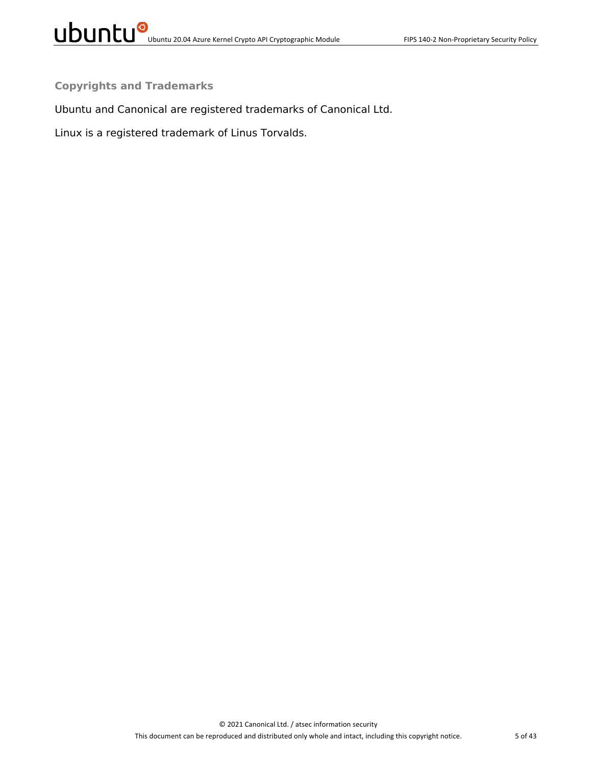## Copyrights and Trademarks

Ubuntu and Canonical are registered trademarks of Canonical Ltd.

Linux is a registered trademark of Linus Torvalds.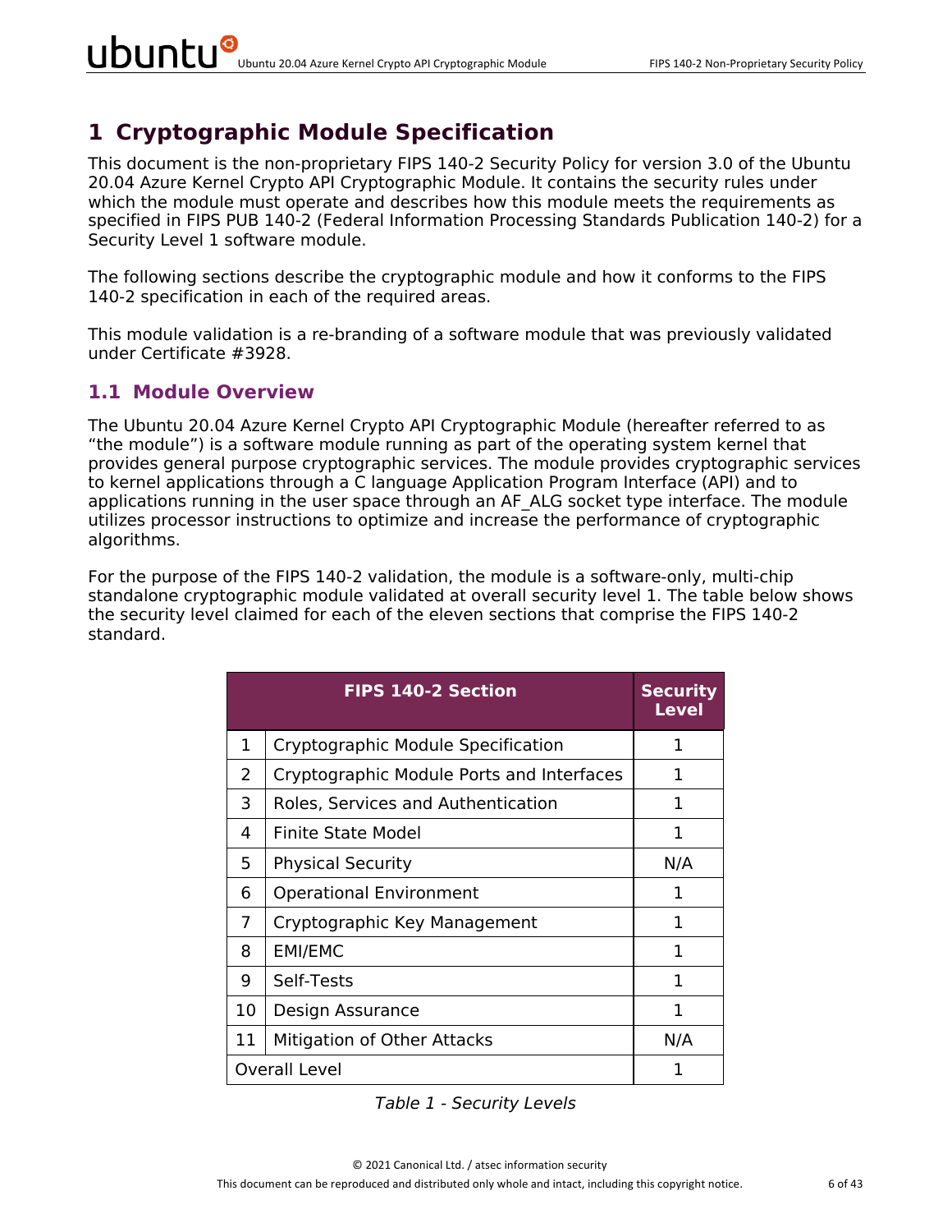# 1 Cryptographic Module Specification

This document is the non-proprietary FIPS 140-2 Security Policy for version 3.0 of the Ubuntu 20.04 Azure Kernel Crypto API Cryptographic Module. It contains the security rules under which the module must operate and describes how this module meets the requirements as specified in FIPS PUB 140-2 (Federal Information Processing Standards Publication 140-2) for a Security Level 1 software module.

The following sections describe the cryptographic module and how it conforms to the FIPS 140-2 specification in each of the required areas.

This module validation is a re-branding of a software module that was previously validated under Certificate #3928.

## 1.1 Module Overview

The Ubuntu 20.04 Azure Kernel Crypto API Cryptographic Module (hereafter referred to as “the module”) is a software module running as part of the operating system kernel that provides general purpose cryptographic services. The module provides cryptographic services to kernel applications through a C language Application Program Interface (API) and to applications running in the user space through an AF_ALG socket type interface. The module utilizes processor instructions to optimize and increase the performance of cryptographic algorithms.

For the purpose of the FIPS 140-2 validation, the module is a software-only, multi-chip standalone cryptographic module validated at overall security level 1. The table below shows the security level claimed for each of the eleven sections that comprise the FIPS 140-2 standard.

| FIPS 140-2 Section | | Security Level |
|---|---|---|
| 1 | Cryptographic Module Specification | 1 |
| 2 | Cryptographic Module Ports and Interfaces | 1 |
| 3 | Roles, Services and Authentication | 1 |
| 4 | Finite State Model | 1 |
| 5 | Physical Security | N/A |
| 6 | Operational Environment | 1 |
| 7 | Cryptographic Key Management | 1 |
| 8 | EMI/EMC | 1 |
| 9 | Self-Tests | 1 |
| 10 | Design Assurance | 1 |
| 11 | Mitigation of Other Attacks | N/A |
| Overall Level | | 1 |

*Table 1 - Security Levels*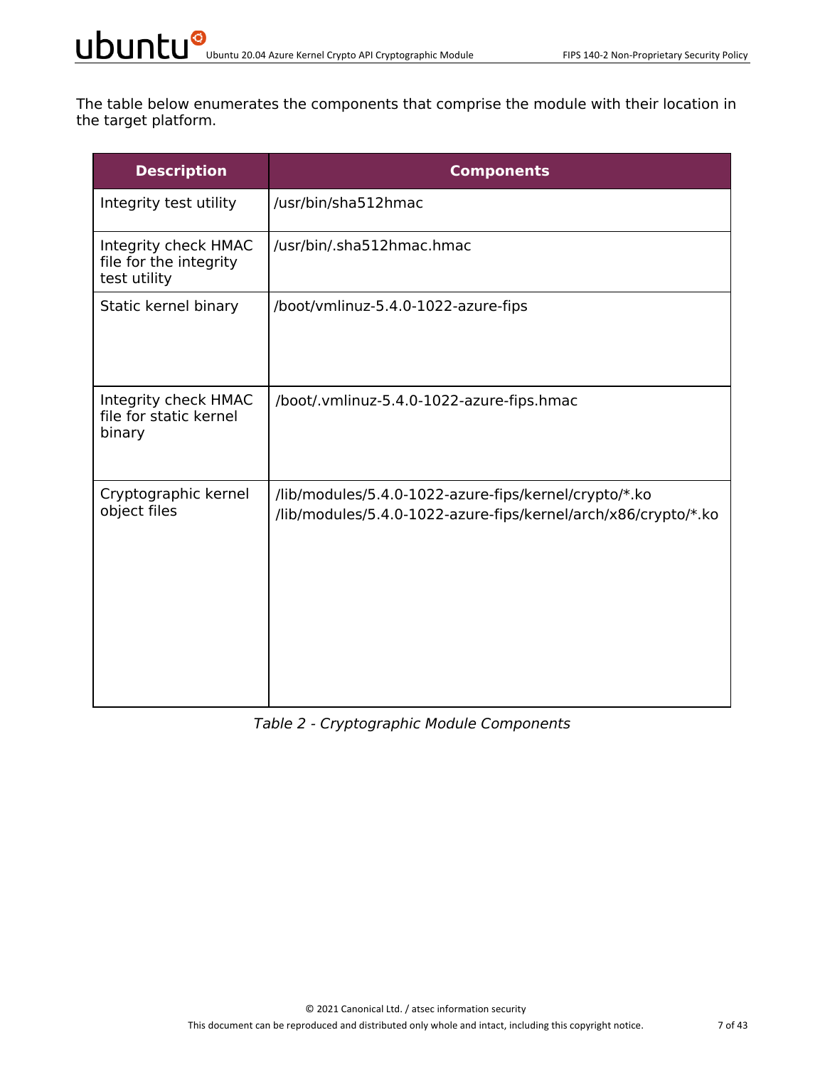The table below enumerates the components that comprise the module with their location in the target platform.

| Description | Components |
| --- | --- |
| Integrity test utility | /usr/bin/sha512hmac |
| Integrity check HMAC file for the integrity test utility | /usr/bin/.sha512hmac.hmac |
| Static kernel binary | /boot/vmlinuz-5.4.0-1022-azure-fips |
| Integrity check HMAC file for static kernel binary | /boot/.vmlinuz-5.4.0-1022-azure-fips.hmac |
| Cryptographic kernel object files | /lib/modules/5.4.0-1022-azure-fips/kernel/crypto/*.ko<br>/lib/modules/5.4.0-1022-azure-fips/kernel/arch/x86/crypto/*.ko |

*Table 2 - Cryptographic Module Components*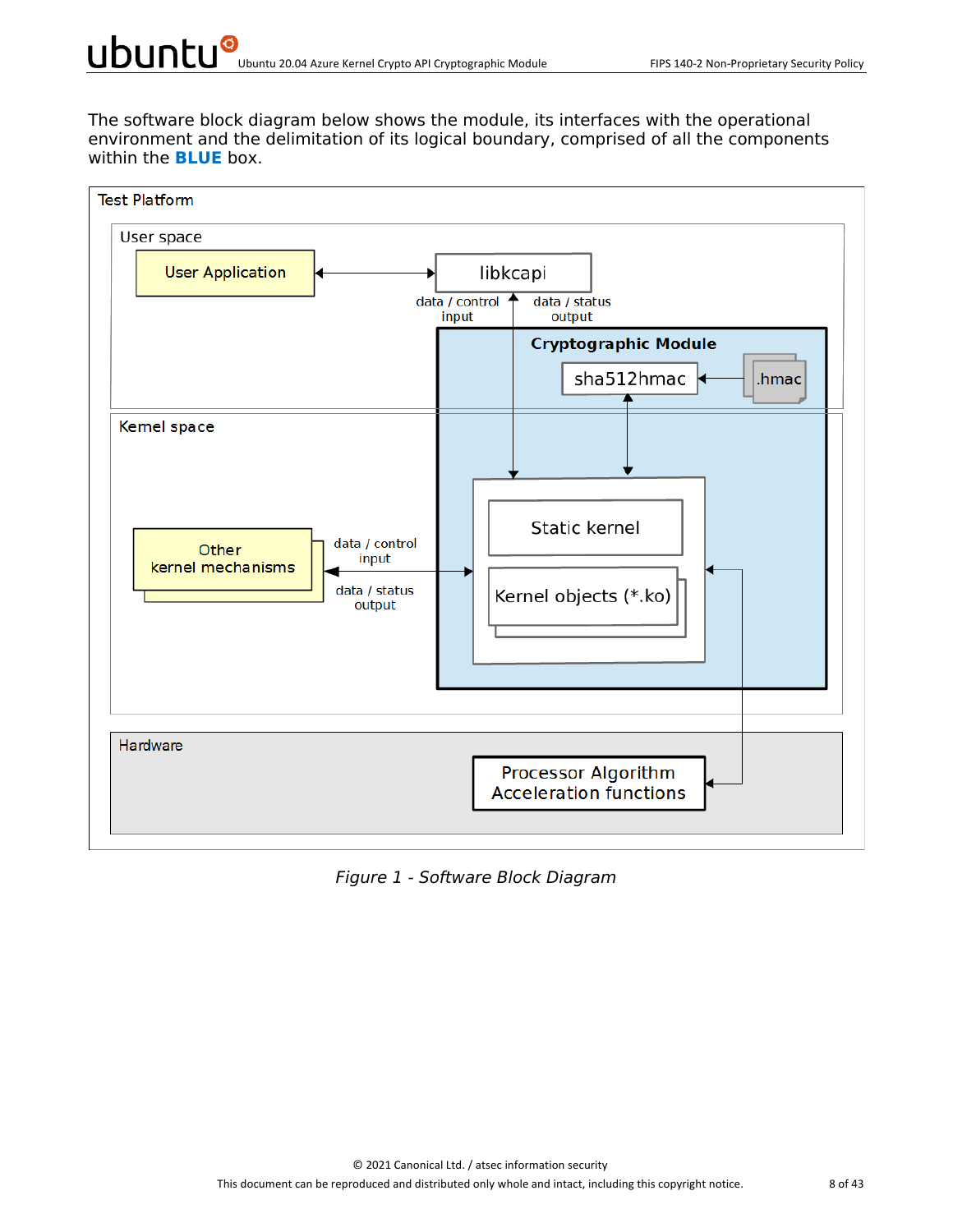The software block diagram below shows the module, its interfaces with the operational environment and the delimitation of its logical boundary, comprised of all the components within the **BLUE** box.

Test Platform

User space

User Application

libkcapi

data / control input

data / status output

Cryptographic Module

sha512hmac

.hmac

Kernel space

Static kernel

Kernel objects (*.ko)

Other kernel mechanisms

data / control input

data / status output

Hardware

Processor Algorithm Acceleration functions

*Figure 1 - Software Block Diagram*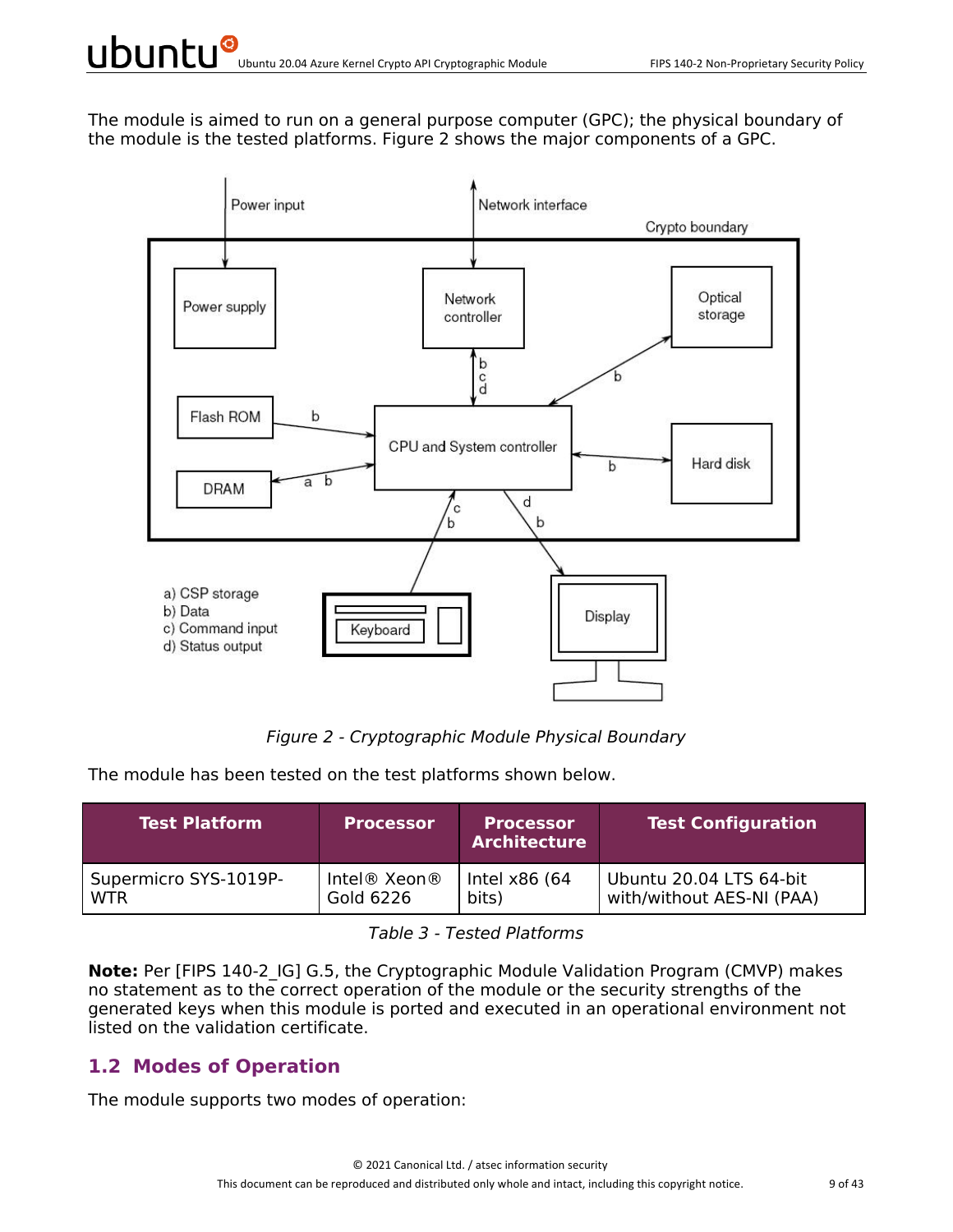The module is aimed to run on a general purpose computer (GPC); the physical boundary of the module is the tested platforms. Figure 2 shows the major components of a GPC.

*Figure 2 - Cryptographic Module Physical Boundary*

The module has been tested on the test platforms shown below.

| Test Platform | Processor | Processor Architecture | Test Configuration |
| --- | --- | --- | --- |
| Supermicro SYS-1019P-WTR | Intel® Xeon® Gold 6226 | Intel x86 (64 bits) | Ubuntu 20.04 LTS 64-bit with/without AES-NI (PAA) |

*Table 3 - Tested Platforms*

**Note:** Per [FIPS 140-2_IG] G.5, the Cryptographic Module Validation Program (CMVP) makes no statement as to the correct operation of the module or the security strengths of the generated keys when this module is ported and executed in an operational environment not listed on the validation certificate.

## 1.2 Modes of Operation

The module supports two modes of operation: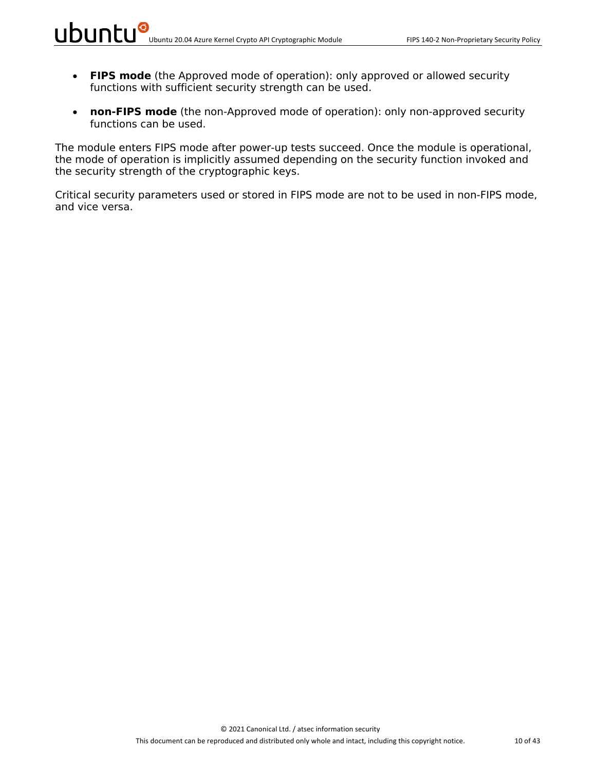- **FIPS mode** (the Approved mode of operation): only approved or allowed security functions with sufficient security strength can be used.
- **non-FIPS mode** (the non-Approved mode of operation): only non-approved security functions can be used.

The module enters FIPS mode after power-up tests succeed. Once the module is operational, the mode of operation is implicitly assumed depending on the security function invoked and the security strength of the cryptographic keys.

Critical security parameters used or stored in FIPS mode are not to be used in non-FIPS mode, and vice versa.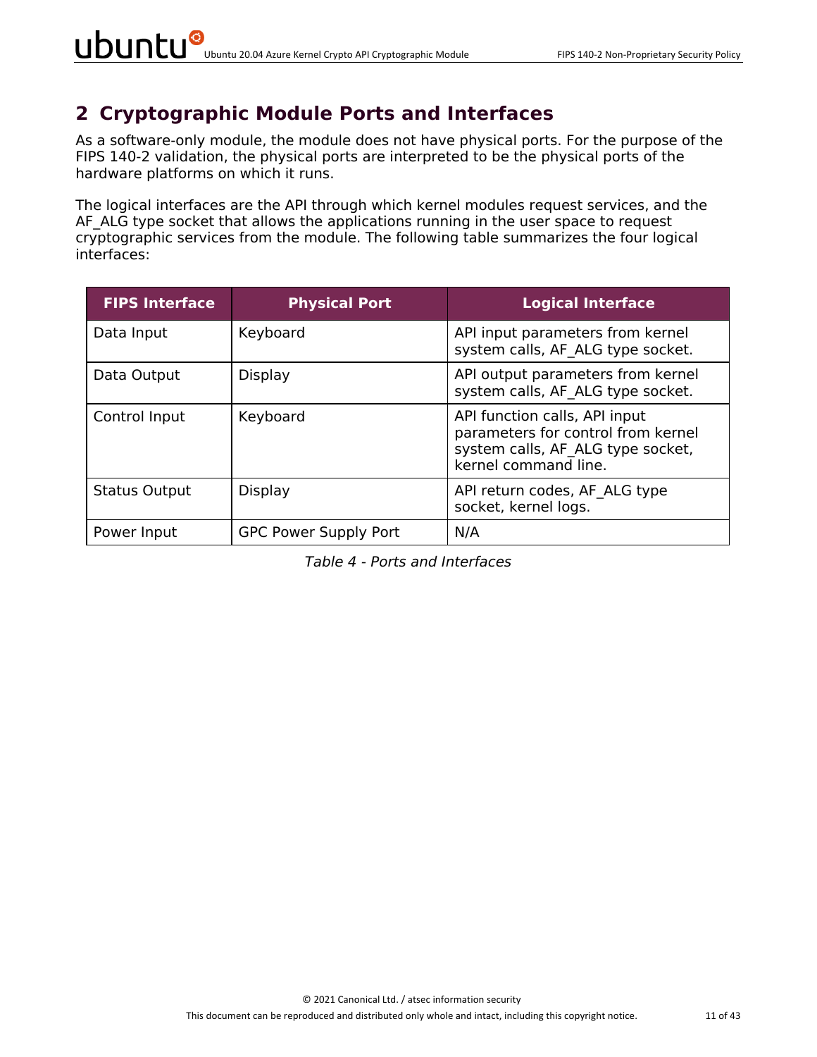# 2 Cryptographic Module Ports and Interfaces

As a software-only module, the module does not have physical ports. For the purpose of the FIPS 140-2 validation, the physical ports are interpreted to be the physical ports of the hardware platforms on which it runs.

The logical interfaces are the API through which kernel modules request services, and the AF_ALG type socket that allows the applications running in the user space to request cryptographic services from the module. The following table summarizes the four logical interfaces:

| FIPS Interface | Physical Port | Logical Interface |
|---|---|---|
| Data Input | Keyboard | API input parameters from kernel system calls, AF_ALG type socket. |
| Data Output | Display | API output parameters from kernel system calls, AF_ALG type socket. |
| Control Input | Keyboard | API function calls, API input parameters for control from kernel system calls, AF_ALG type socket, kernel command line. |
| Status Output | Display | API return codes, AF_ALG type socket, kernel logs. |
| Power Input | GPC Power Supply Port | N/A |

*Table 4 - Ports and Interfaces*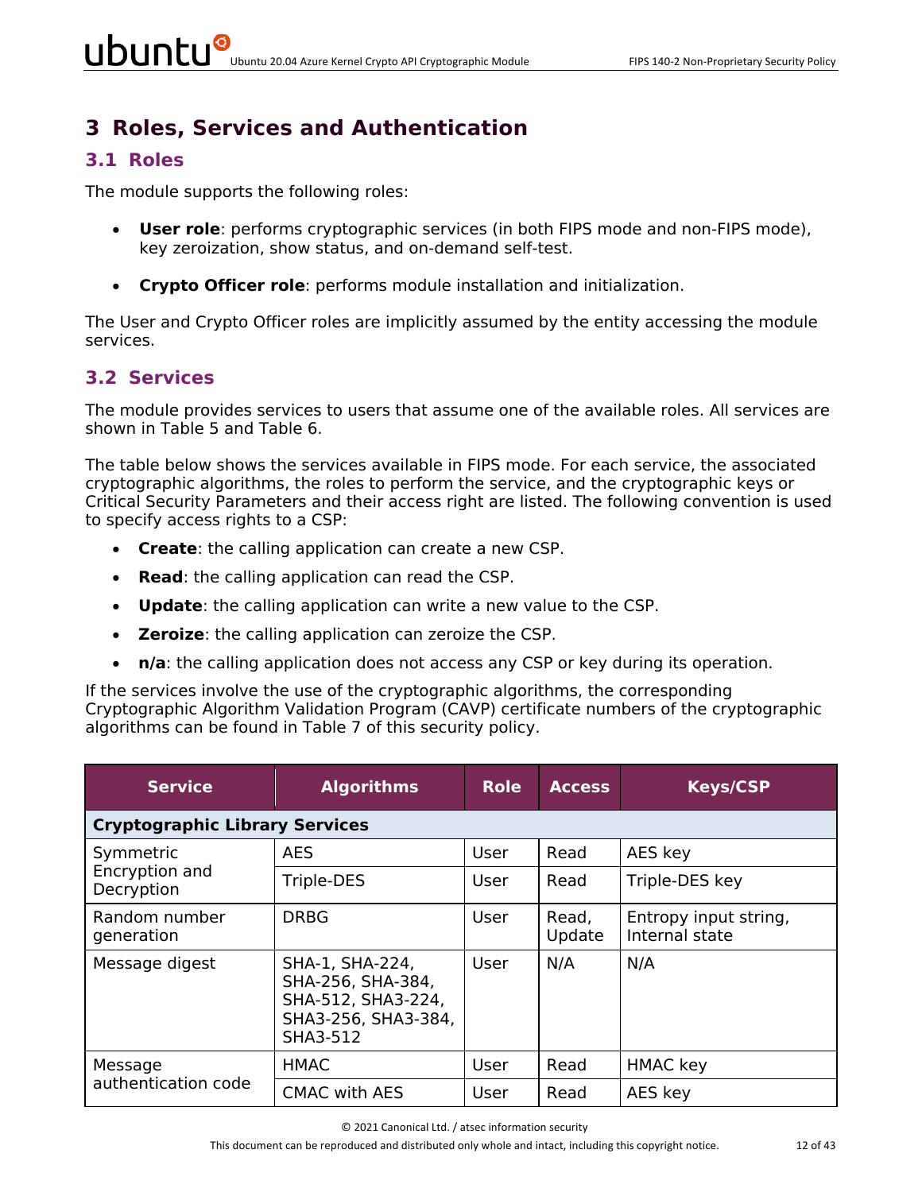# 3 Roles, Services and Authentication

## 3.1 Roles

The module supports the following roles:

- **User role**: performs cryptographic services (in both FIPS mode and non-FIPS mode), key zeroization, show status, and on-demand self-test.
- **Crypto Officer role**: performs module installation and initialization.

The User and Crypto Officer roles are implicitly assumed by the entity accessing the module services.

## 3.2 Services

The module provides services to users that assume one of the available roles. All services are shown in Table 5 and Table 6.

The table below shows the services available in FIPS mode. For each service, the associated cryptographic algorithms, the roles to perform the service, and the cryptographic keys or Critical Security Parameters and their access right are listed. The following convention is used to specify access rights to a CSP:

- **Create**: the calling application can create a new CSP.
- **Read**: the calling application can read the CSP.
- **Update**: the calling application can write a new value to the CSP.
- **Zeroize**: the calling application can zeroize the CSP.
- **n/a**: the calling application does not access any CSP or key during its operation.

If the services involve the use of the cryptographic algorithms, the corresponding Cryptographic Algorithm Validation Program (CAVP) certificate numbers of the cryptographic algorithms can be found in Table 7 of this security policy.

| Service | Algorithms | Role | Access | Keys/CSP |
|---|---|---|---|---|
| **Cryptographic Library Services** | | | | |
| Symmetric Encryption and Decryption | AES | User | Read | AES key |
| | Triple-DES | User | Read | Triple-DES key |
| Random number generation | DRBG | User | Read, Update | Entropy input string, Internal state |
| Message digest | SHA-1, SHA-224, SHA-256, SHA-384, SHA-512, SHA3-224, SHA3-256, SHA3-384, SHA3-512 | User | N/A | N/A |
| Message authentication code | HMAC | User | Read | HMAC key |
| | CMAC with AES | User | Read | AES key |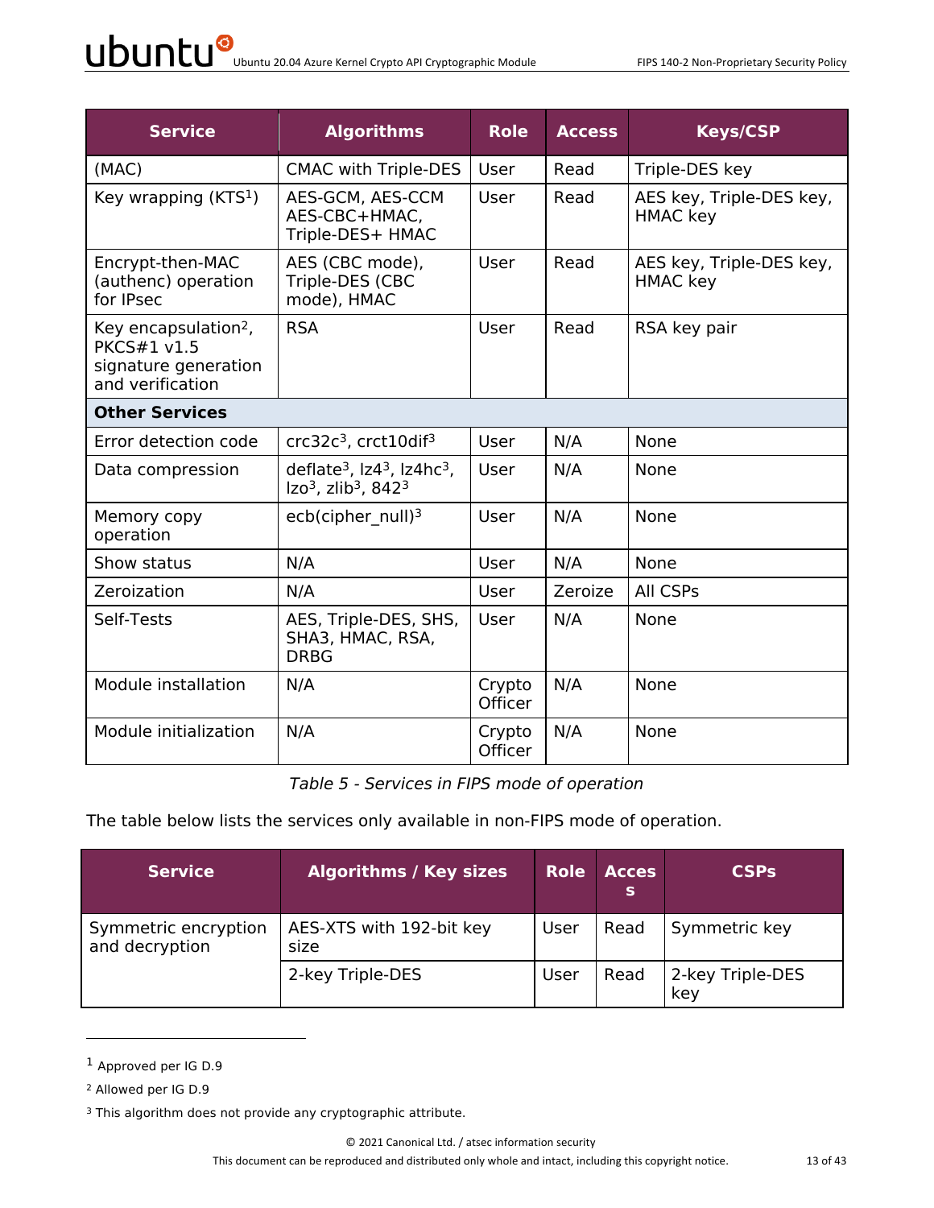| Service | Algorithms | Role | Access | Keys/CSP |
|---|---|---|---|---|
| (MAC) | CMAC with Triple-DES | User | Read | Triple-DES key |
| Key wrapping (KTS[1]) | AES-GCM, AES-CCM AES-CBC+HMAC, Triple-DES+ HMAC | User | Read | AES key, Triple-DES key, HMAC key |
| Encrypt-then-MAC (authenc) operation for IPsec | AES (CBC mode), Triple-DES (CBC mode), HMAC | User | Read | AES key, Triple-DES key, HMAC key |
| Key encapsulation[2], PKCS#1 v1.5 signature generation and verification | RSA | User | Read | RSA key pair |
| **Other Services** | | | | |
| Error detection code | crc32c[3], crct10dif[3] | User | N/A | None |
| Data compression | deflate[3], lz4[3], lz4hc[3], lzo[3], zlib[3], 842[3] | User | N/A | None |
| Memory copy operation | ecb(cipher_null)[3] | User | N/A | None |
| Show status | N/A | User | N/A | None |
| Zeroization | N/A | User | Zeroize | All CSPs |
| Self-Tests | AES, Triple-DES, SHS, SHA3, HMAC, RSA, DRBG | User | N/A | None |
| Module installation | N/A | Crypto Officer | N/A | None |
| Module initialization | N/A | Crypto Officer | N/A | None |

*Table 5 - Services in FIPS mode of operation*

The table below lists the services only available in non-FIPS mode of operation.

| Service | Algorithms / Key sizes | Role | Access | CSPs |
|---|---|---|---|---|
| Symmetric encryption and decryption | AES-XTS with 192-bit key size | User | Read | Symmetric key |
| | 2-key Triple-DES | User | Read | 2-key Triple-DES key |

[1] Approved per IG D.9

[2] Allowed per IG D.9

[3] This algorithm does not provide any cryptographic attribute.

© 2021 Canonical Ltd. / atsec information security

This document can be reproduced and distributed only whole and intact, including this copyright notice.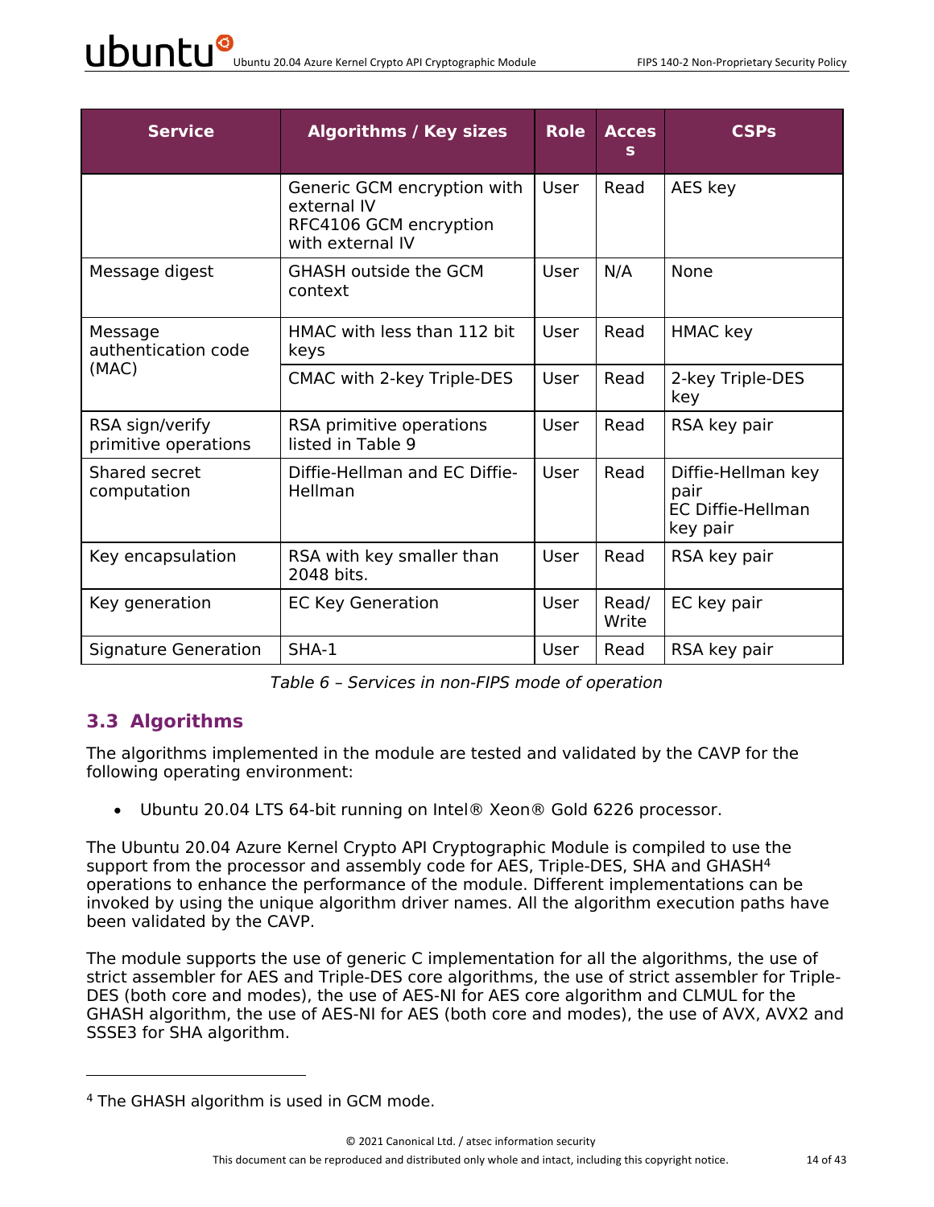| Service | Algorithms / Key sizes | Role | Access | CSPs |
|---|---|---|---|---|
| | Generic GCM encryption with external IV<br>RFC4106 GCM encryption with external IV | User | Read | AES key |
| Message digest | GHASH outside the GCM context | User | N/A | None |
| Message authentication code (MAC) | HMAC with less than 112 bit keys | User | Read | HMAC key |
| | CMAC with 2-key Triple-DES | User | Read | 2-key Triple-DES key |
| RSA sign/verify primitive operations | RSA primitive operations listed in Table 9 | User | Read | RSA key pair |
| Shared secret computation | Diffie-Hellman and EC Diffie-Hellman | User | Read | Diffie-Hellman key pair<br>EC Diffie-Hellman key pair |
| Key encapsulation | RSA with key smaller than 2048 bits. | User | Read | RSA key pair |
| Key generation | EC Key Generation | User | Read/ Write | EC key pair |
| Signature Generation | SHA-1 | User | Read | RSA key pair |

*Table 6 – Services in non-FIPS mode of operation*

## 3.3 Algorithms

The algorithms implemented in the module are tested and validated by the CAVP for the following operating environment:

- Ubuntu 20.04 LTS 64-bit running on Intel® Xeon® Gold 6226 processor.

The Ubuntu 20.04 Azure Kernel Crypto API Cryptographic Module is compiled to use the support from the processor and assembly code for AES, Triple-DES, SHA and GHASH[4] operations to enhance the performance of the module. Different implementations can be invoked by using the unique algorithm driver names. All the algorithm execution paths have been validated by the CAVP.

The module supports the use of generic C implementation for all the algorithms, the use of strict assembler for AES and Triple-DES core algorithms, the use of strict assembler for Triple-DES (both core and modes), the use of AES-NI for AES core algorithm and CLMUL for the GHASH algorithm, the use of AES-NI for AES (both core and modes), the use of AVX, AVX2 and SSSE3 for SHA algorithm.

[4] The GHASH algorithm is used in GCM mode.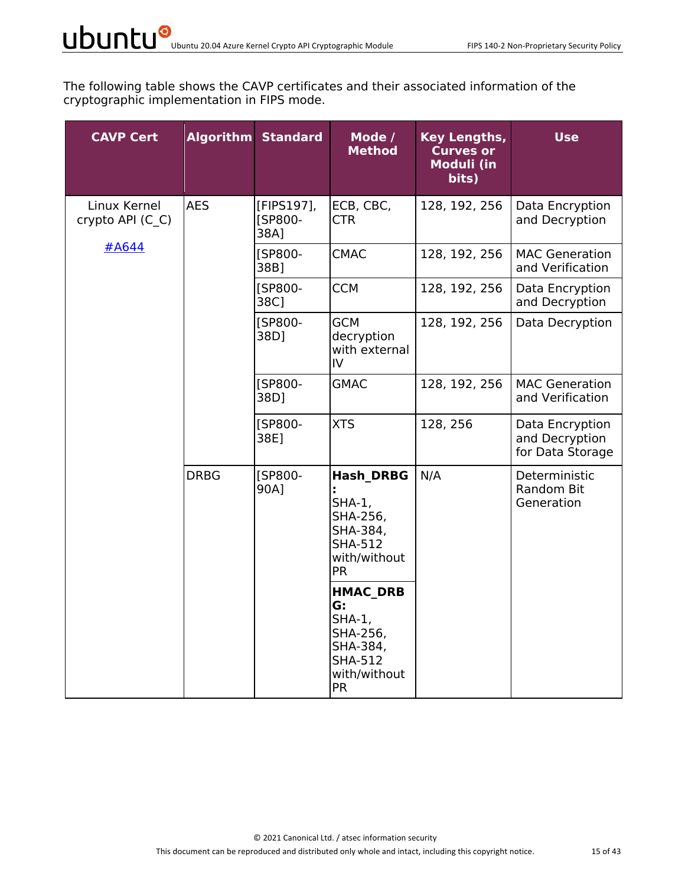The following table shows the CAVP certificates and their associated information of the cryptographic implementation in FIPS mode.

| CAVP Cert | Algorithm | Standard | Mode / Method | Key Lengths, Curves or Moduli (in bits) | Use |
|---|---|---|---|---|---|
| Linux Kernel crypto API (C_C) #A644 | AES | [FIPS197], [SP800-38A] | ECB, CBC, CTR | 128, 192, 256 | Data Encryption and Decryption |
| | | [SP800-38B] | CMAC | 128, 192, 256 | MAC Generation and Verification |
| | | [SP800-38C] | CCM | 128, 192, 256 | Data Encryption and Decryption |
| | | [SP800-38D] | GCM decryption with external IV | 128, 192, 256 | Data Decryption |
| | | [SP800-38D] | GMAC | 128, 192, 256 | MAC Generation and Verification |
| | | [SP800-38E] | XTS | 128, 256 | Data Encryption and Decryption for Data Storage |
| | DRBG | [SP800-90A] | **Hash_DRBG:** SHA-1, SHA-256, SHA-384, SHA-512 with/without PR | N/A | Deterministic Random Bit Generation |
| | | | **HMAC_DRBG:** SHA-1, SHA-256, SHA-384, SHA-512 with/without PR | | |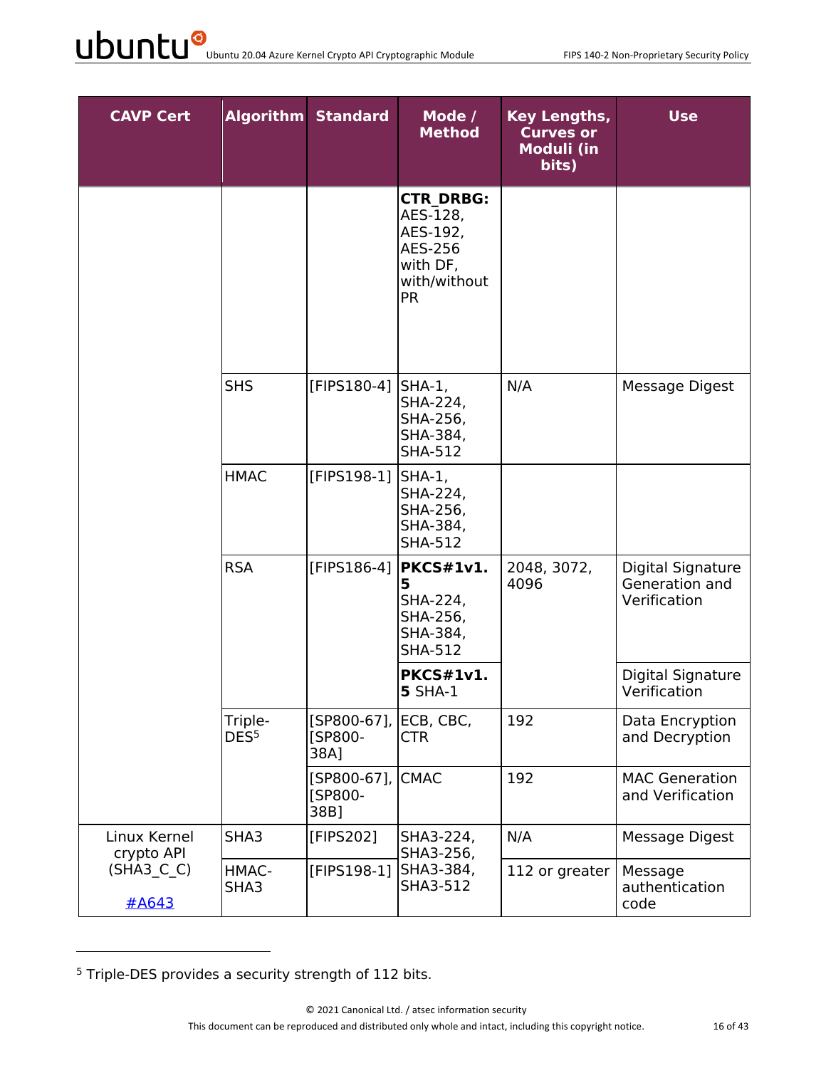| CAVP Cert | Algorithm | Standard | Mode / Method | Key Lengths, Curves or Moduli (in bits) | Use |
|---|---|---|---|---|---|
| | | | **CTR_DRBG:** AES-128, AES-192, AES-256 with DF, with/without PR | | |
| | SHS | [FIPS180-4] | SHA-1, SHA-224, SHA-256, SHA-384, SHA-512 | N/A | Message Digest |
| | HMAC | [FIPS198-1] | SHA-1, SHA-224, SHA-256, SHA-384, SHA-512 | | |
| | RSA | [FIPS186-4] | **PKCS#1v1.5** SHA-224, SHA-256, SHA-384, SHA-512 | 2048, 3072, 4096 | Digital Signature Generation and Verification |
| | | | **PKCS#1v1.5** SHA-1 | | Digital Signature Verification |
| | Triple-DES[5] | [SP800-67], [SP800-38A] | ECB, CBC, CTR | 192 | Data Encryption and Decryption |
| | | [SP800-67], [SP800-38B] | CMAC | 192 | MAC Generation and Verification |
| Linux Kernel crypto API (SHA3_C_C) #A643 | SHA3 | [FIPS202] | SHA3-224, SHA3-256, SHA3-384, SHA3-512 | N/A | Message Digest |
| | HMAC-SHA3 | [FIPS198-1] | | 112 or greater | Message authentication code |

[5] Triple-DES provides a security strength of 112 bits.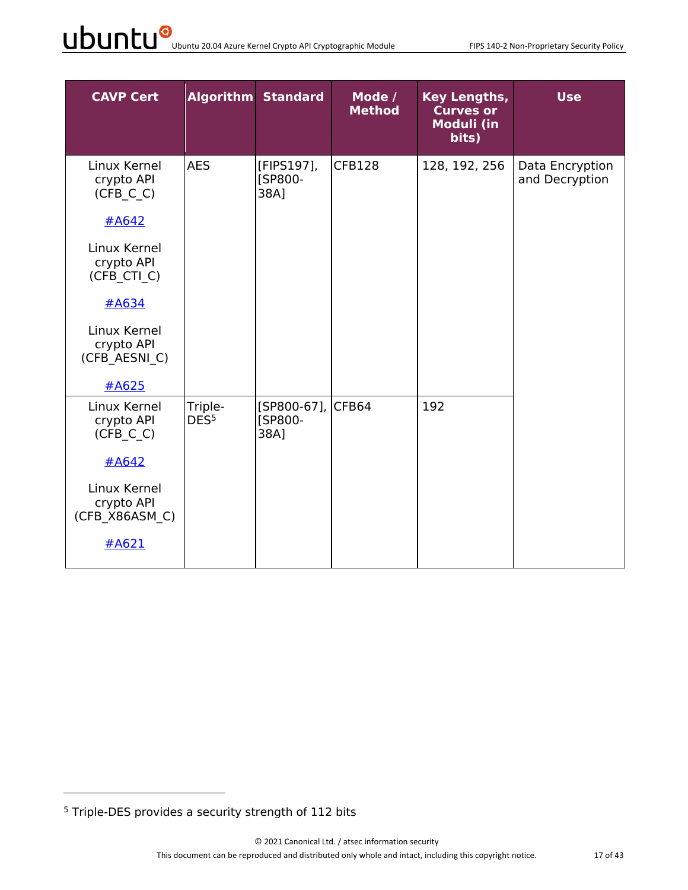| CAVP Cert | Algorithm | Standard | Mode / Method | Key Lengths, Curves or Moduli (in bits) | Use |
|---|---|---|---|---|---|
| Linux Kernel crypto API (CFB_C_C)<br><br>#A642<br><br>Linux Kernel crypto API (CFB_CTI_C)<br><br>#A634<br><br>Linux Kernel crypto API (CFB_AESNI_C)<br><br>#A625 | AES | [FIPS197], [SP800-38A] | CFB128 | 128, 192, 256 | Data Encryption and Decryption |
| Linux Kernel crypto API (CFB_C_C)<br><br>#A642<br><br>Linux Kernel crypto API (CFB_X86ASM_C)<br><br>#A621 | Triple-DES[5] | [SP800-67], [SP800-38A] | CFB64 | 192 | |

[5] Triple-DES provides a security strength of 112 bits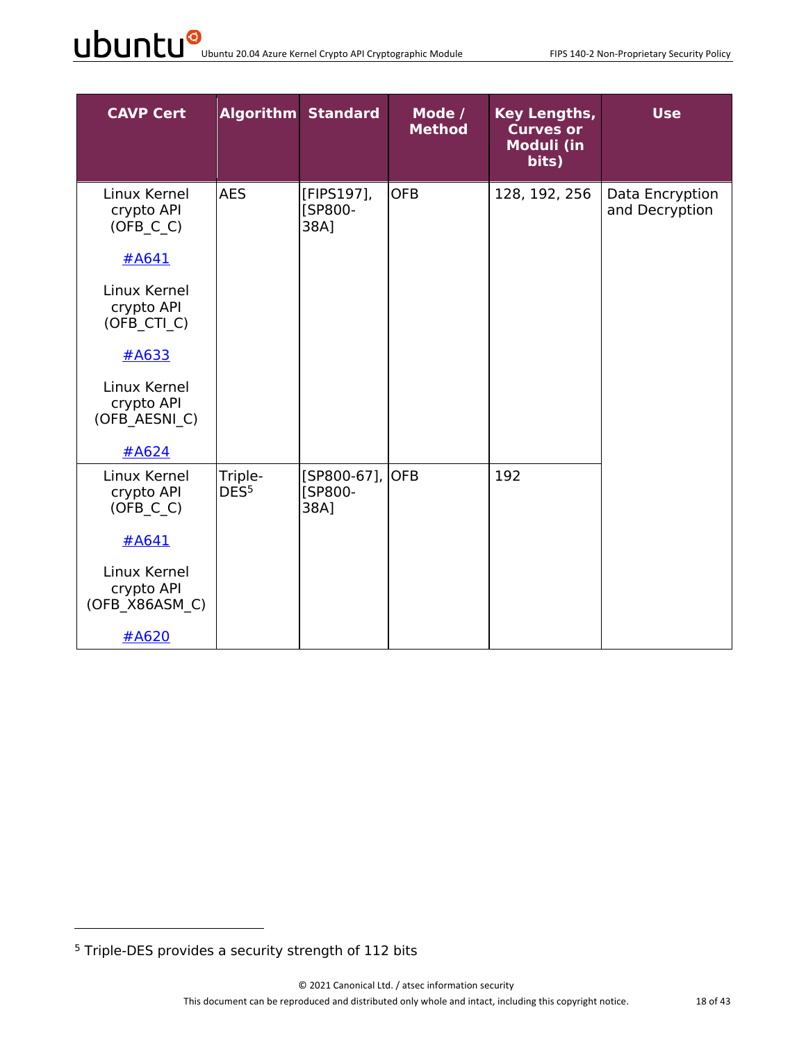| CAVP Cert | Algorithm | Standard | Mode / Method | Key Lengths, Curves or Moduli (in bits) | Use |
|---|---|---|---|---|---|
| Linux Kernel crypto API (OFB_C_C) #A641<br><br>Linux Kernel crypto API (OFB_CTI_C) #A633<br><br>Linux Kernel crypto API (OFB_AESNI_C) #A624 | AES | [FIPS197], [SP800-38A] | OFB | 128, 192, 256 | Data Encryption and Decryption |
| Linux Kernel crypto API (OFB_C_C) #A641<br><br>Linux Kernel crypto API (OFB_X86ASM_C) #A620 | Triple-DES[5] | [SP800-67], [SP800-38A] | OFB | 192 | |

[5] Triple-DES provides a security strength of 112 bits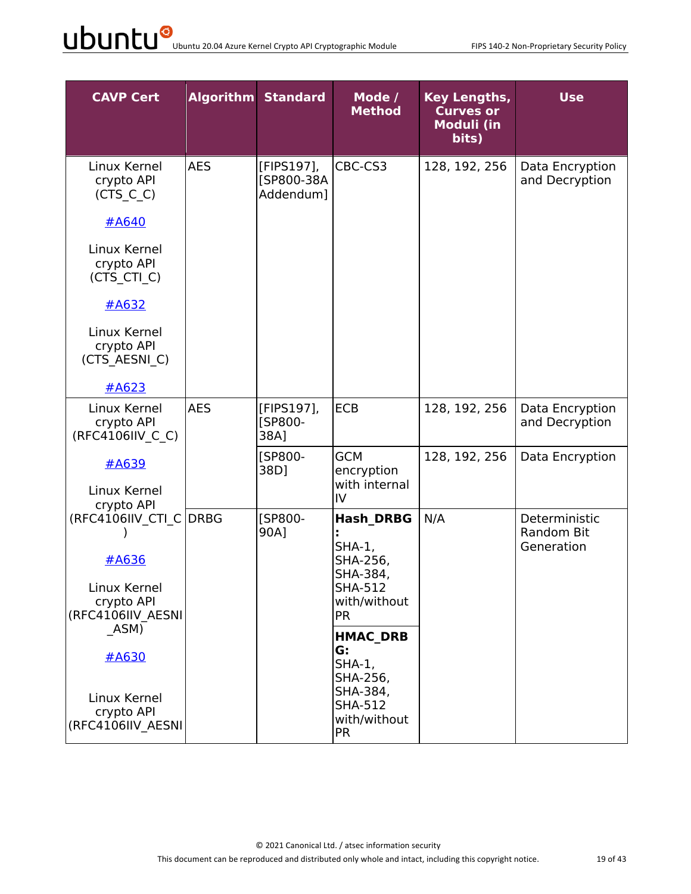| CAVP Cert | Algorithm | Standard | Mode / Method | Key Lengths, Curves or Moduli (in bits) | Use |
|---|---|---|---|---|---|
| Linux Kernel crypto API (CTS_C_C) #A640 Linux Kernel crypto API (CTS_CTI_C) #A632 Linux Kernel crypto API (CTS_AESNI_C) #A623 | AES | [FIPS197], [SP800-38A Addendum] | CBC-CS3 | 128, 192, 256 | Data Encryption and Decryption |
| Linux Kernel crypto API (RFC4106IIV_C_C) #A639 Linux Kernel crypto API (RFC4106IIV_CTI_C) #A636 Linux Kernel crypto API (RFC4106IIV_AESNI_ASM) #A630 Linux Kernel crypto API (RFC4106IIV_AESNI | AES | [FIPS197], [SP800-38A] | ECB | 128, 192, 256 | Data Encryption and Decryption |
| | | [SP800-38D] | GCM encryption with internal IV | 128, 192, 256 | Data Encryption |
| | DRBG | [SP800-90A] | **Hash_DRBG:** SHA-1, SHA-256, SHA-384, SHA-512 with/without PR | N/A | Deterministic Random Bit Generation |
| | | | **HMAC_DRBG:** SHA-1, SHA-256, SHA-384, SHA-512 with/without PR | | |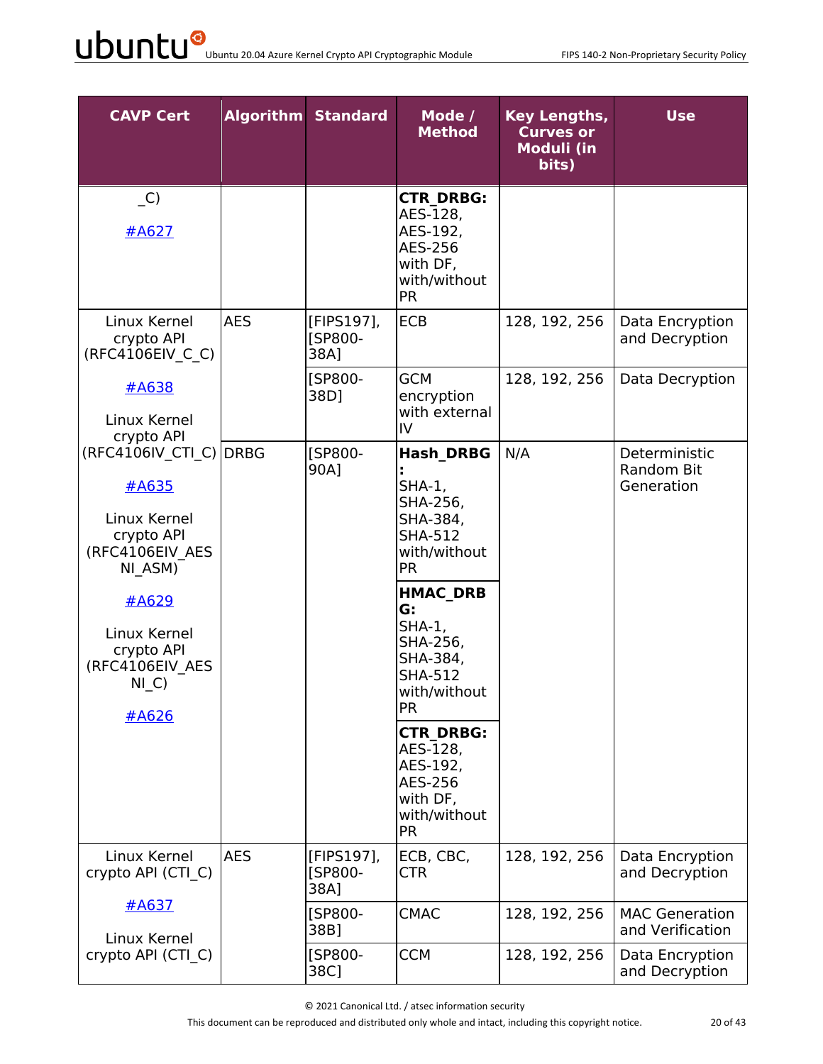| CAVP Cert | Algorithm | Standard | Mode / Method | Key Lengths, Curves or Moduli (in bits) | Use |
|---|---|---|---|---|---|
| _C)<br><br>#A627 | | | **CTR_DRBG:** AES-128, AES-192, AES-256 with DF, with/without PR | | |
| Linux Kernel crypto API (RFC4106EIV_C_C)<br><br>#A638<br><br>Linux Kernel crypto API (RFC4106IV_CTI_C)<br><br>#A635<br><br>Linux Kernel crypto API (RFC4106EIV_AES NI_ASM)<br><br>#A629<br><br>Linux Kernel crypto API (RFC4106EIV_AES NI_C)<br><br>#A626 | AES | [FIPS197], [SP800-38A] | ECB | 128, 192, 256 | Data Encryption and Decryption |
| | | [SP800-38D] | GCM encryption with external IV | 128, 192, 256 | Data Decryption |
| | DRBG | [SP800-90A] | **Hash_DRBG:** SHA-1, SHA-256, SHA-384, SHA-512 with/without PR | N/A | Deterministic Random Bit Generation |
| | | | **HMAC_DRBG:** SHA-1, SHA-256, SHA-384, SHA-512 with/without PR | | |
| | | | **CTR_DRBG:** AES-128, AES-192, AES-256 with DF, with/without PR | | |
| Linux Kernel crypto API (CTI_C)<br><br>#A637<br><br>Linux Kernel crypto API (CTI_C) | AES | [FIPS197], [SP800-38A] | ECB, CBC, CTR | 128, 192, 256 | Data Encryption and Decryption |
| | | [SP800-38B] | CMAC | 128, 192, 256 | MAC Generation and Verification |
| | | [SP800-38C] | CCM | 128, 192, 256 | Data Encryption and Decryption |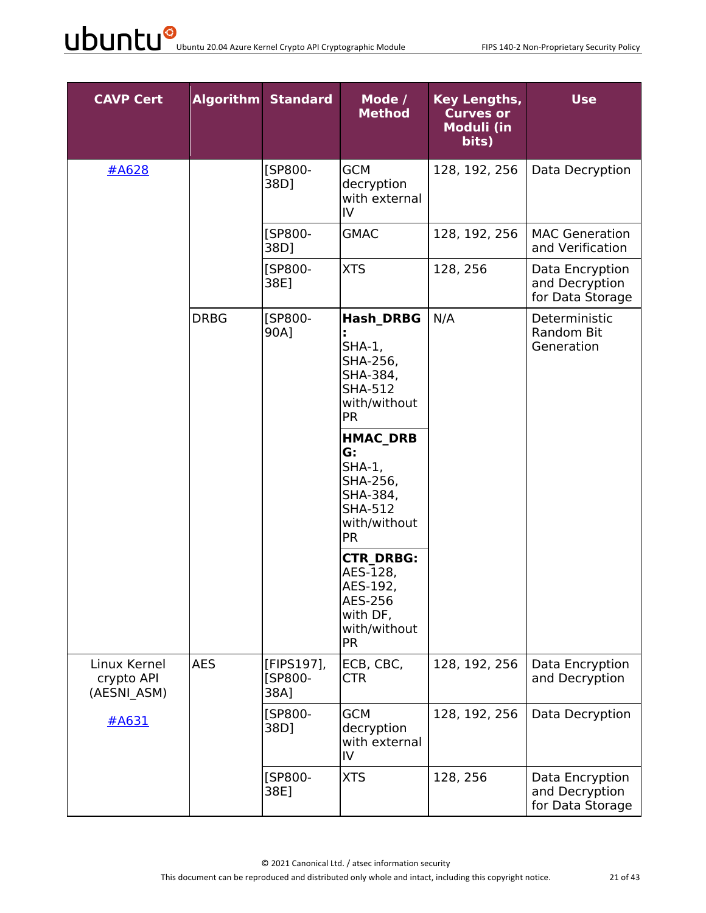| CAVP Cert | Algorithm | Standard | Mode / Method | Key Lengths, Curves or Moduli (in bits) | Use |
|---|---|---|---|---|---|
| #A628 | | [SP800-38D] | GCM decryption with external IV | 128, 192, 256 | Data Decryption |
| | | [SP800-38D] | GMAC | 128, 192, 256 | MAC Generation and Verification |
| | | [SP800-38E] | XTS | 128, 256 | Data Encryption and Decryption for Data Storage |
| | DRBG | [SP800-90A] | **Hash_DRBG:** SHA-1, SHA-256, SHA-384, SHA-512 with/without PR | N/A | Deterministic Random Bit Generation |
| | | | **HMAC_DRBG:** SHA-1, SHA-256, SHA-384, SHA-512 with/without PR | | |
| | | | **CTR_DRBG:** AES-128, AES-192, AES-256 with DF, with/without PR | | |
| Linux Kernel crypto API (AESNI_ASM) #A631 | AES | [FIPS197], [SP800-38A] | ECB, CBC, CTR | 128, 192, 256 | Data Encryption and Decryption |
| | | [SP800-38D] | GCM decryption with external IV | 128, 192, 256 | Data Decryption |
| | | [SP800-38E] | XTS | 128, 256 | Data Encryption and Decryption for Data Storage |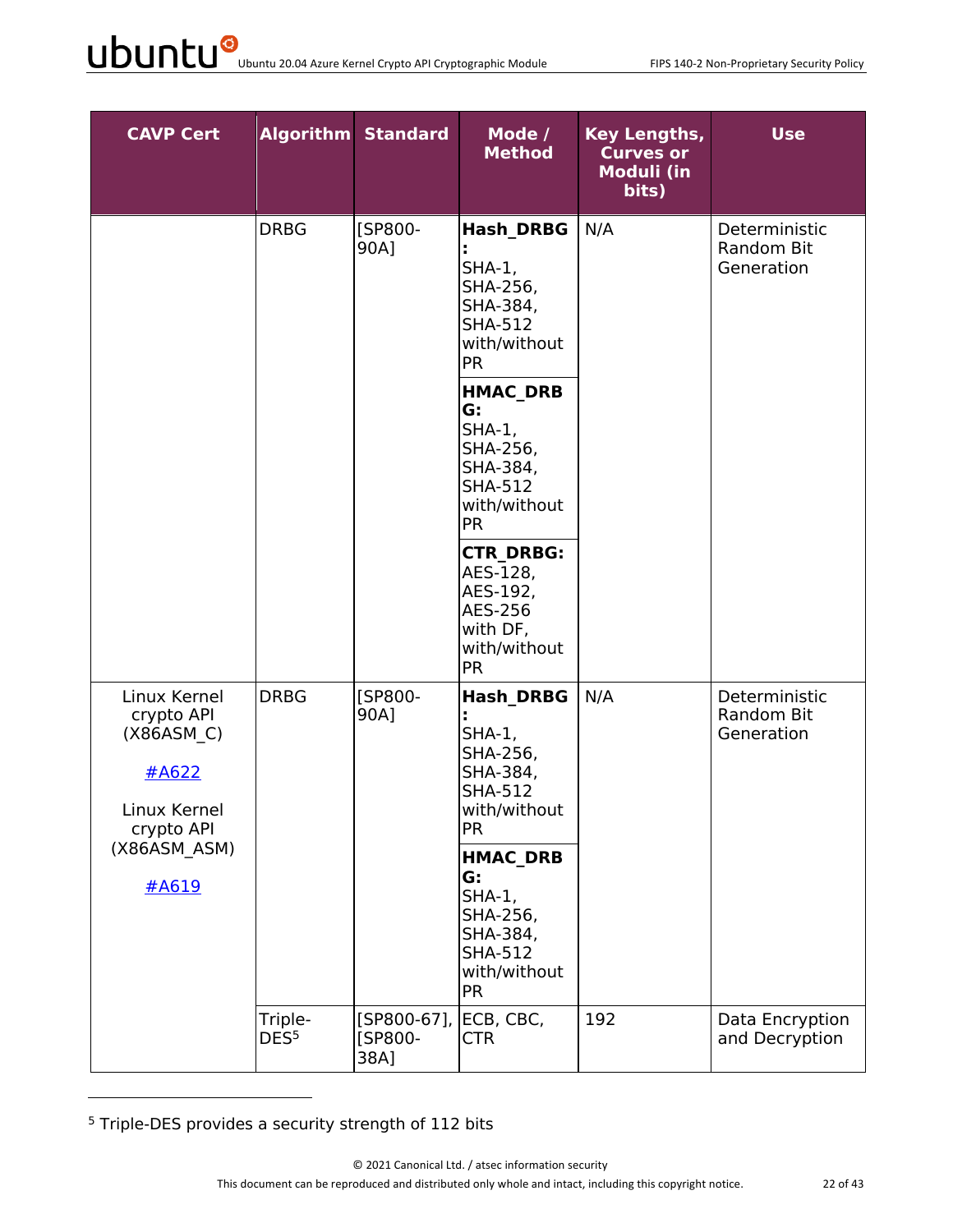| CAVP Cert | Algorithm | Standard | Mode / Method | Key Lengths, Curves or Moduli (in bits) | Use |
|---|---|---|---|---|---|
| | DRBG | [SP800-90A] | **Hash_DRBG:** SHA-1, SHA-256, SHA-384, SHA-512 with/without PR | N/A | Deterministic Random Bit Generation |
| | | | **HMAC_DRBG:** SHA-1, SHA-256, SHA-384, SHA-512 with/without PR | | |
| | | | **CTR_DRBG:** AES-128, AES-192, AES-256 with DF, with/without PR | | |
| Linux Kernel crypto API (X86ASM_C) #A622 Linux Kernel crypto API (X86ASM_ASM) #A619 | DRBG | [SP800-90A] | **Hash_DRBG:** SHA-1, SHA-256, SHA-384, SHA-512 with/without PR | N/A | Deterministic Random Bit Generation |
| | | | **HMAC_DRBG:** SHA-1, SHA-256, SHA-384, SHA-512 with/without PR | | |
| | Triple-DES[5] | [SP800-67], [SP800-38A] | ECB, CBC, CTR | 192 | Data Encryption and Decryption |

[5] Triple-DES provides a security strength of 112 bits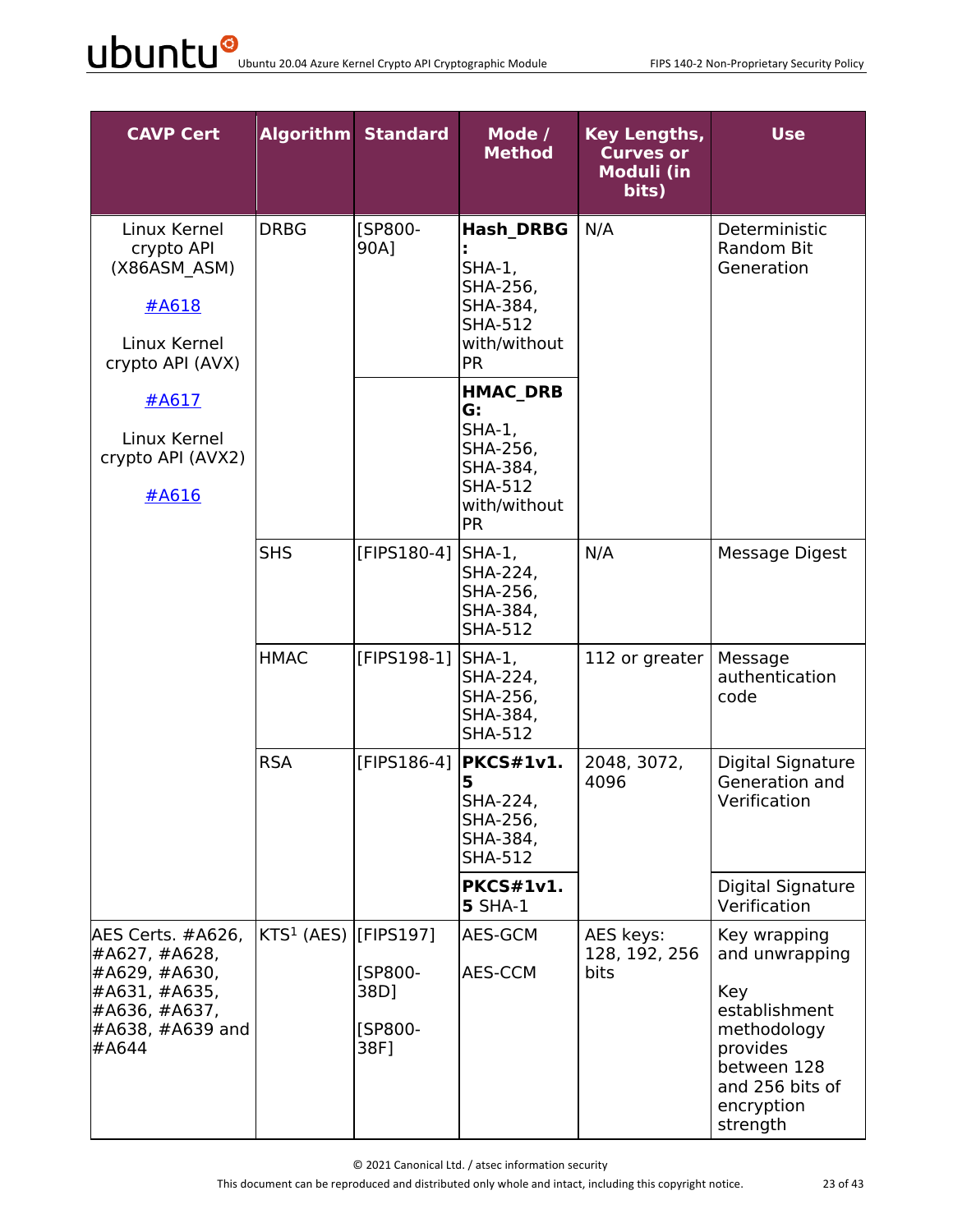| CAVP Cert | Algorithm | Standard | Mode / Method | Key Lengths, Curves or Moduli (in bits) | Use |
|---|---|---|---|---|---|
| Linux Kernel crypto API (X86ASM_ASM) #A618 Linux Kernel crypto API (AVX) #A617 Linux Kernel crypto API (AVX2) #A616 | DRBG | [SP800-90A] | **Hash_DRBG:** SHA-1, SHA-256, SHA-384, SHA-512 with/without PR | N/A | Deterministic Random Bit Generation |
| | | | **HMAC_DRBG:** SHA-1, SHA-256, SHA-384, SHA-512 with/without PR | | |
| | SHS | [FIPS180-4] | SHA-1, SHA-224, SHA-256, SHA-384, SHA-512 | N/A | Message Digest |
| | HMAC | [FIPS198-1] | SHA-1, SHA-224, SHA-256, SHA-384, SHA-512 | 112 or greater | Message authentication code |
| | RSA | [FIPS186-4] | **PKCS#1v1.5** SHA-224, SHA-256, SHA-384, SHA-512 | 2048, 3072, 4096 | Digital Signature Generation and Verification |
| | | | **PKCS#1v1.5** SHA-1 | | Digital Signature Verification |
| AES Certs. #A626, #A627, #A628, #A629, #A630, #A631, #A635, #A636, #A637, #A638, #A639 and #A644 | KTS[1] (AES) | [FIPS197] [SP800-38D] [SP800-38F] | AES-GCM AES-CCM | AES keys: 128, 192, 256 bits | Key wrapping and unwrapping Key establishment methodology provides between 128 and 256 bits of encryption strength |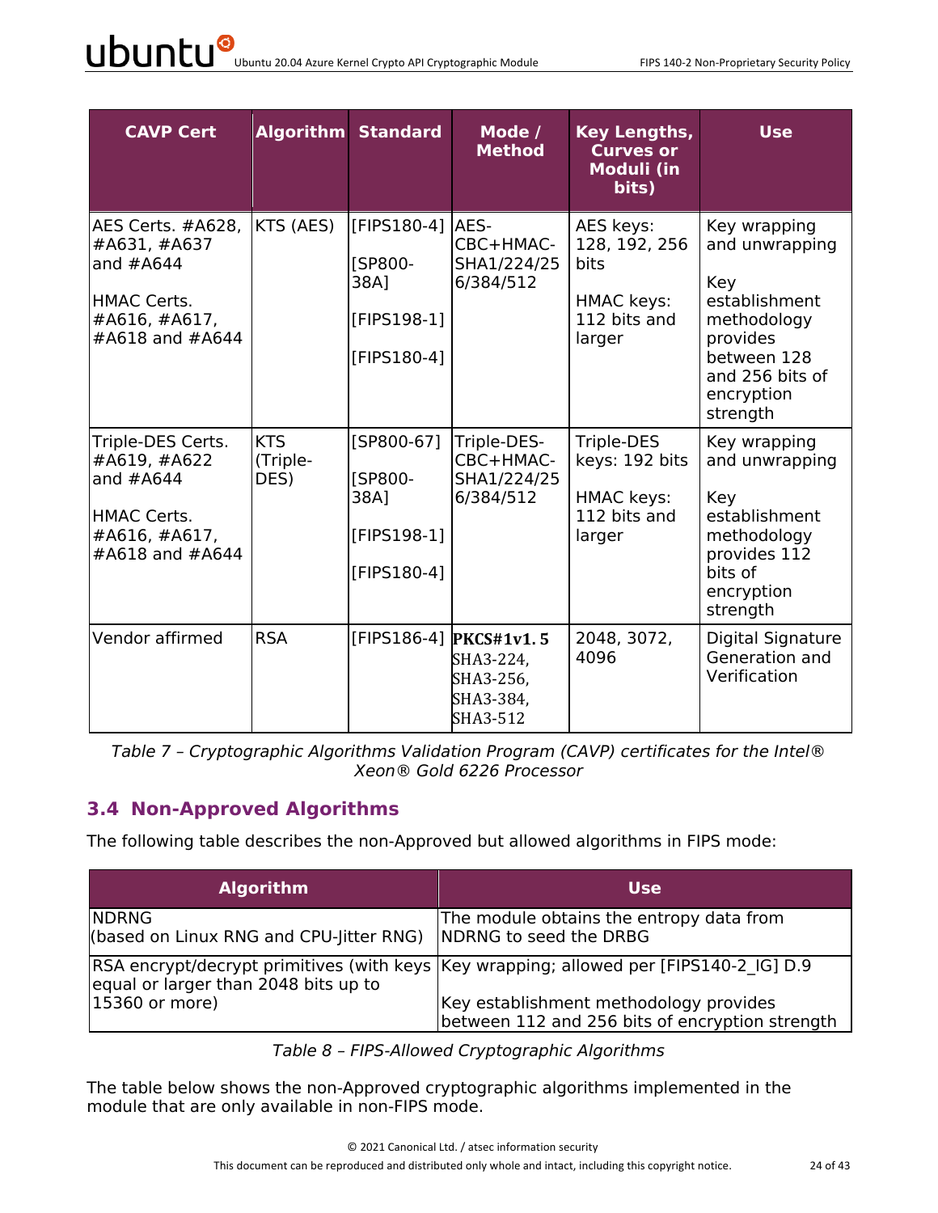| CAVP Cert | Algorithm | Standard | Mode / Method | Key Lengths, Curves or Moduli (in bits) | Use |
|---|---|---|---|---|---|
| AES Certs. #A628, #A631, #A637 and #A644<br><br>HMAC Certs. #A616, #A617, #A618 and #A644 | KTS (AES) | [FIPS180-4]<br><br>[SP800-38A]<br><br>[FIPS198-1]<br><br>[FIPS180-4] | AES-CBC+HMAC-SHA1/224/256/384/512 | AES keys: 128, 192, 256 bits<br><br>HMAC keys: 112 bits and larger | Key wrapping and unwrapping<br><br>Key establishment methodology provides between 128 and 256 bits of encryption strength |
| Triple-DES Certs. #A619, #A622 and #A644<br><br>HMAC Certs. #A616, #A617, #A618 and #A644 | KTS (Triple-DES) | [SP800-67]<br><br>[SP800-38A]<br><br>[FIPS198-1]<br><br>[FIPS180-4] | Triple-DES-CBC+HMAC-SHA1/224/256/384/512 | Triple-DES keys: 192 bits<br><br>HMAC keys: 112 bits and larger | Key wrapping and unwrapping<br><br>Key establishment methodology provides 112 bits of encryption strength |
| Vendor affirmed | RSA | [FIPS186-4] | **PKCS#1v1.5**<br>SHA3-224,<br>SHA3-256,<br>SHA3-384,<br>SHA3-512 | 2048, 3072, 4096 | Digital Signature Generation and Verification |

*Table 7 – Cryptographic Algorithms Validation Program (CAVP) certificates for the Intel® Xeon® Gold 6226 Processor*

## 3.4 Non-Approved Algorithms

The following table describes the non-Approved but allowed algorithms in FIPS mode:

| Algorithm | Use |
|---|---|
| NDRNG<br>(based on Linux RNG and CPU-Jitter RNG) | The module obtains the entropy data from NDRNG to seed the DRBG |
| RSA encrypt/decrypt primitives (with keys equal or larger than 2048 bits up to 15360 or more) | Key wrapping; allowed per [FIPS140-2_IG] D.9<br><br>Key establishment methodology provides between 112 and 256 bits of encryption strength |

*Table 8 – FIPS-Allowed Cryptographic Algorithms*

The table below shows the non-Approved cryptographic algorithms implemented in the module that are only available in non-FIPS mode.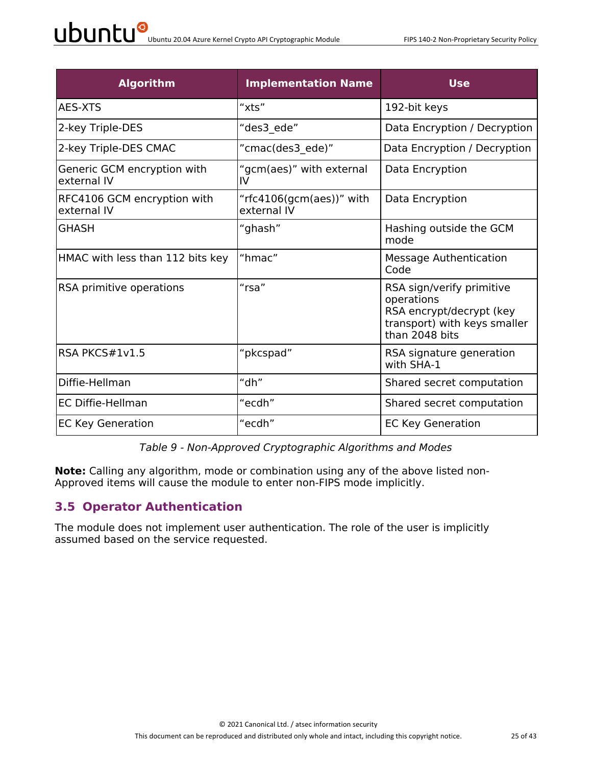| Algorithm | Implementation Name | Use |
|---|---|---|
| AES-XTS | “xts” | 192-bit keys |
| 2-key Triple-DES | “des3_ede” | Data Encryption / Decryption |
| 2-key Triple-DES CMAC | ”cmac(des3_ede)” | Data Encryption / Decryption |
| Generic GCM encryption with external IV | “gcm(aes)” with external IV | Data Encryption |
| RFC4106 GCM encryption with external IV | “rfc4106(gcm(aes))” with external IV | Data Encryption |
| GHASH | “ghash” | Hashing outside the GCM mode |
| HMAC with less than 112 bits key | “hmac” | Message Authentication Code |
| RSA primitive operations | “rsa” | RSA sign/verify primitive operations<br>RSA encrypt/decrypt (key transport) with keys smaller than 2048 bits |
| RSA PKCS#1v1.5 | “pkcspad” | RSA signature generation with SHA-1 |
| Diffie-Hellman | “dh” | Shared secret computation |
| EC Diffie-Hellman | “ecdh” | Shared secret computation |
| EC Key Generation | “ecdh” | EC Key Generation |

*Table 9 - Non-Approved Cryptographic Algorithms and Modes*

**Note:** Calling any algorithm, mode or combination using any of the above listed non-Approved items will cause the module to enter non-FIPS mode implicitly.

## 3.5 Operator Authentication

The module does not implement user authentication. The role of the user is implicitly assumed based on the service requested.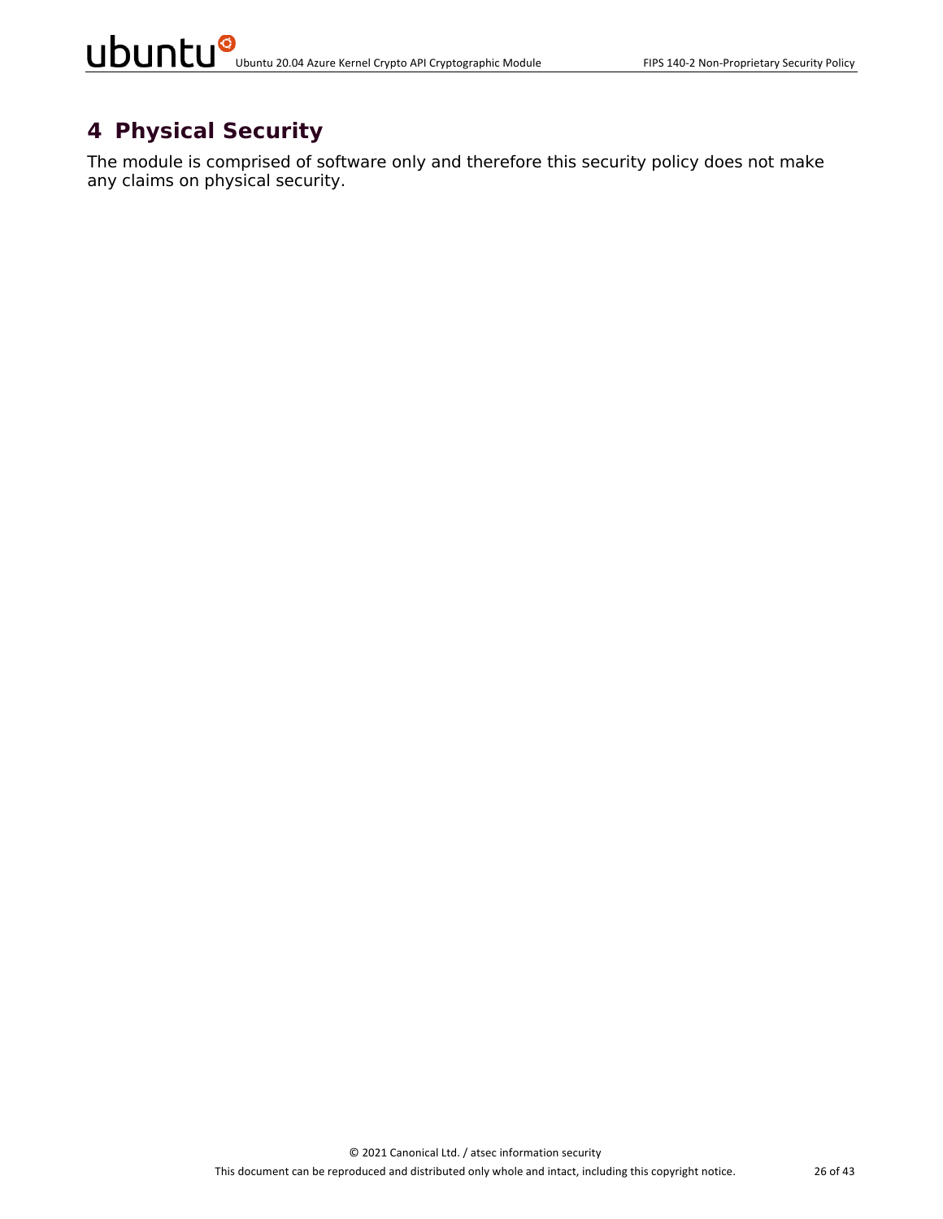# 4 Physical Security

The module is comprised of software only and therefore this security policy does not make any claims on physical security.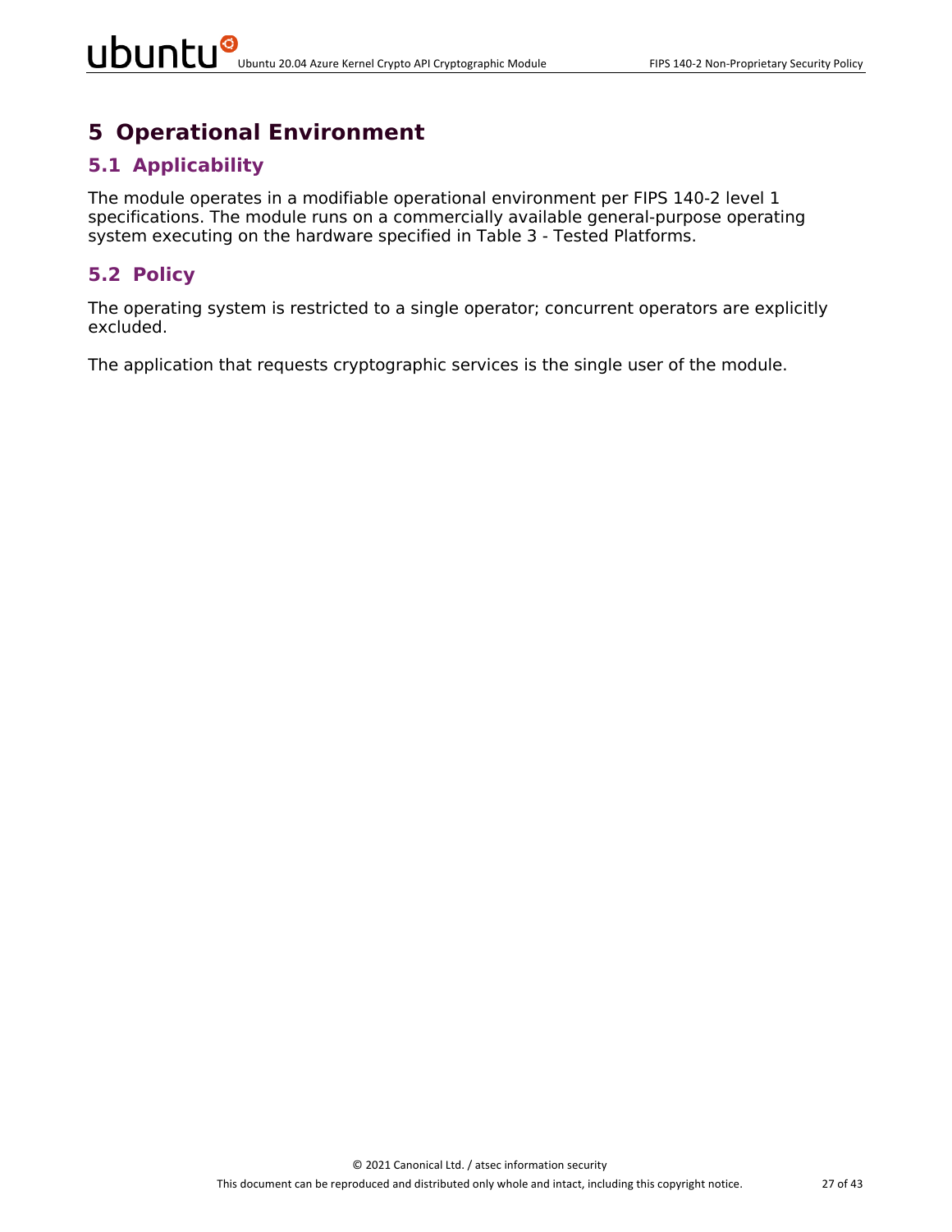# 5 Operational Environment

## 5.1 Applicability

The module operates in a modifiable operational environment per FIPS 140-2 level 1 specifications. The module runs on a commercially available general-purpose operating system executing on the hardware specified in Table 3 - Tested Platforms.

## 5.2 Policy

The operating system is restricted to a single operator; concurrent operators are explicitly excluded.

The application that requests cryptographic services is the single user of the module.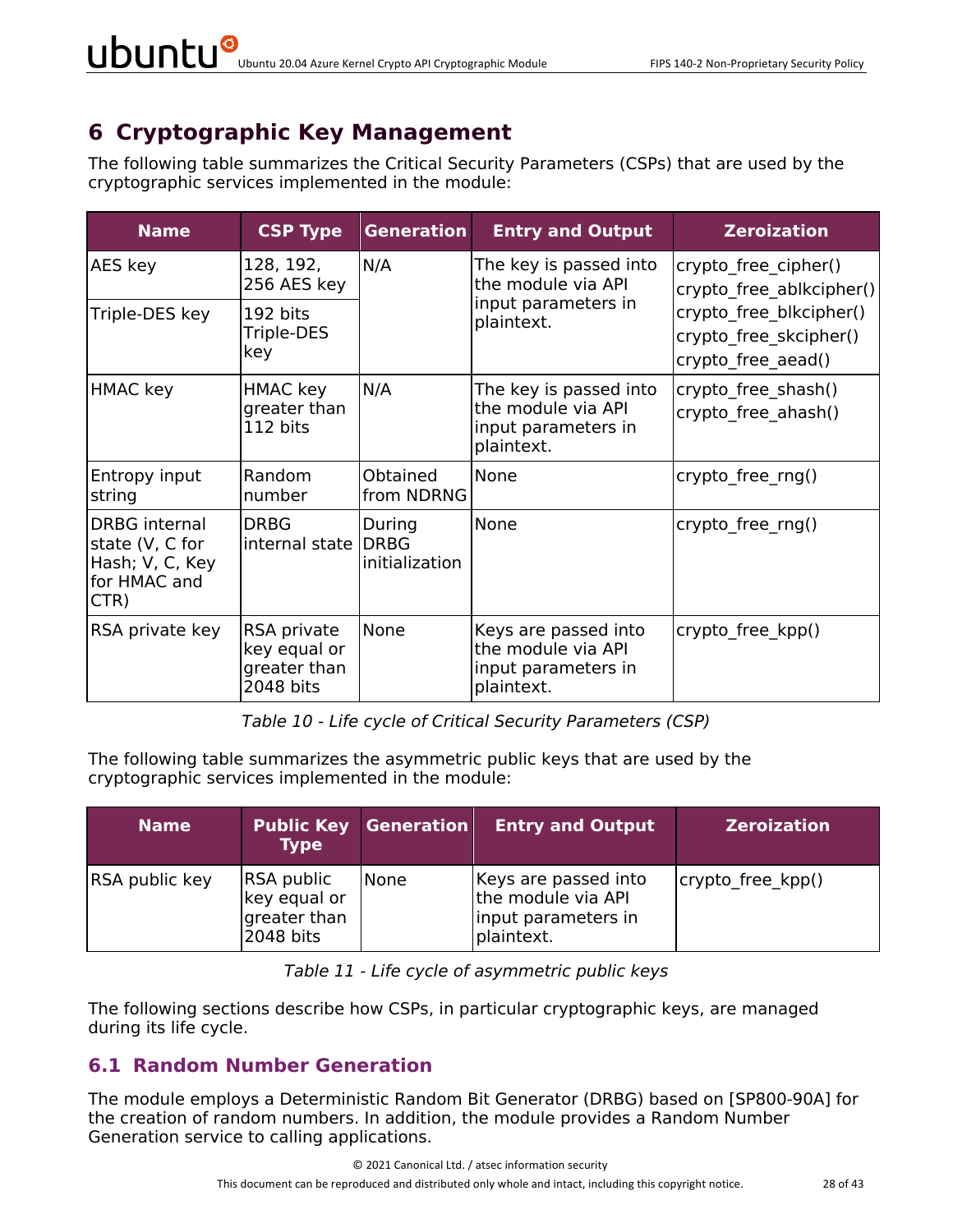# 6 Cryptographic Key Management

The following table summarizes the Critical Security Parameters (CSPs) that are used by the cryptographic services implemented in the module:

| Name | CSP Type | Generation | Entry and Output | Zeroization |
|---|---|---|---|---|
| AES key | 128, 192, 256 AES key | N/A | The key is passed into the module via API input parameters in plaintext. | crypto_free_cipher() crypto_free_ablkcipher() crypto_free_blkcipher() crypto_free_skcipher() crypto_free_aead() |
| Triple-DES key | 192 bits Triple-DES key | | | |
| HMAC key | HMAC key greater than 112 bits | N/A | The key is passed into the module via API input parameters in plaintext. | crypto_free_shash() crypto_free_ahash() |
| Entropy input string | Random number | Obtained from NDRNG | None | crypto_free_rng() |
| DRBG internal state (V, C for Hash; V, C, Key for HMAC and CTR) | DRBG internal state | During DRBG initialization | None | crypto_free_rng() |
| RSA private key | RSA private key equal or greater than 2048 bits | None | Keys are passed into the module via API input parameters in plaintext. | crypto_free_kpp() |

*Table 10 - Life cycle of Critical Security Parameters (CSP)*

The following table summarizes the asymmetric public keys that are used by the cryptographic services implemented in the module:

| Name | Public Key Type | Generation | Entry and Output | Zeroization |
|---|---|---|---|---|
| RSA public key | RSA public key equal or greater than 2048 bits | None | Keys are passed into the module via API input parameters in plaintext. | crypto_free_kpp() |

*Table 11 - Life cycle of asymmetric public keys*

The following sections describe how CSPs, in particular cryptographic keys, are managed during its life cycle.

## 6.1 Random Number Generation

The module employs a Deterministic Random Bit Generator (DRBG) based on [SP800-90A] for the creation of random numbers. In addition, the module provides a Random Number Generation service to calling applications.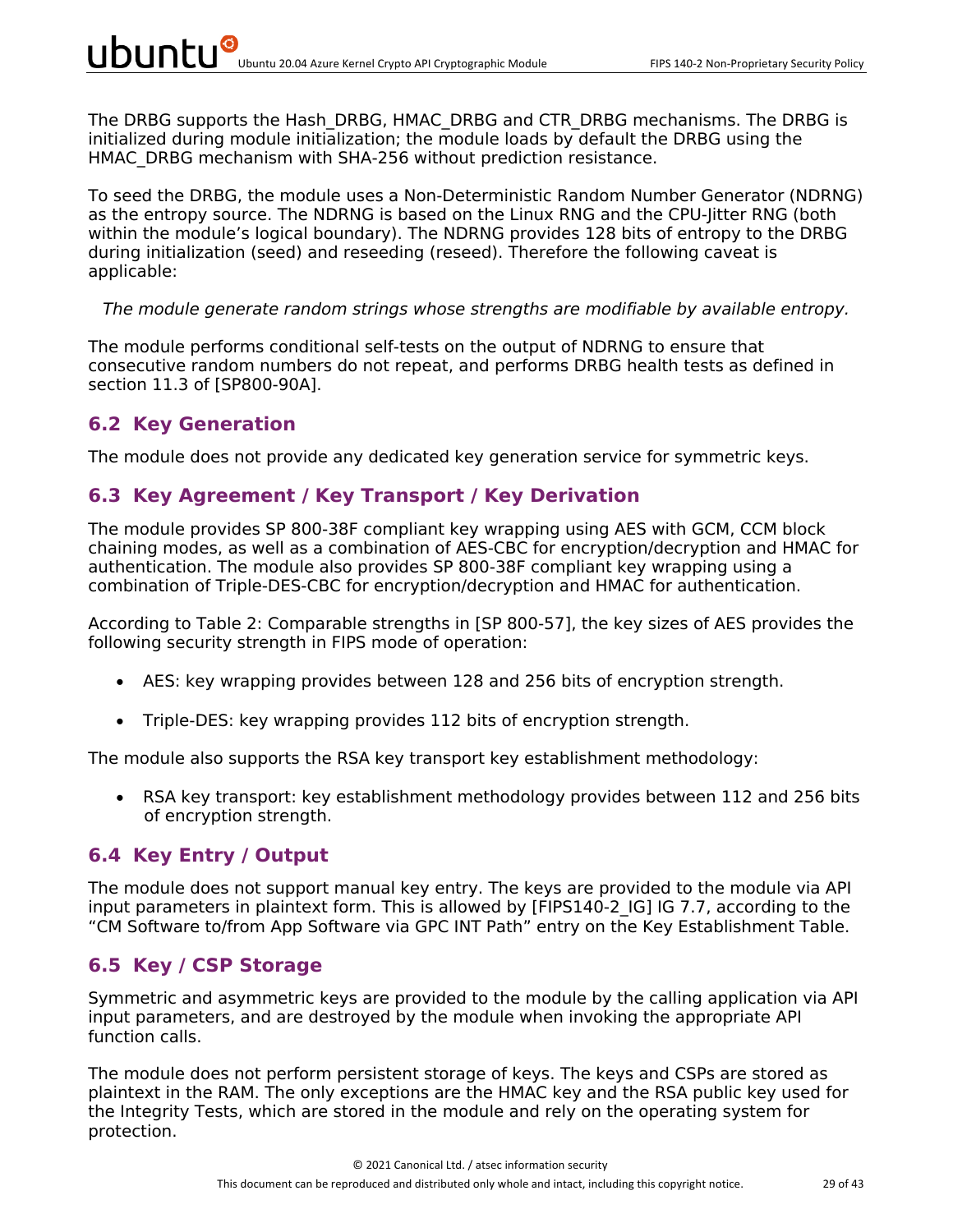The DRBG supports the Hash_DRBG, HMAC_DRBG and CTR_DRBG mechanisms. The DRBG is initialized during module initialization; the module loads by default the DRBG using the HMAC_DRBG mechanism with SHA-256 without prediction resistance.

To seed the DRBG, the module uses a Non-Deterministic Random Number Generator (NDRNG) as the entropy source. The NDRNG is based on the Linux RNG and the CPU-Jitter RNG (both within the module's logical boundary). The NDRNG provides 128 bits of entropy to the DRBG during initialization (seed) and reseeding (reseed). Therefore the following caveat is applicable:

*The module generate random strings whose strengths are modifiable by available entropy.*

The module performs conditional self-tests on the output of NDRNG to ensure that consecutive random numbers do not repeat, and performs DRBG health tests as defined in section 11.3 of [SP800-90A].

## 6.2 Key Generation

The module does not provide any dedicated key generation service for symmetric keys.

## 6.3 Key Agreement / Key Transport / Key Derivation

The module provides SP 800-38F compliant key wrapping using AES with GCM, CCM block chaining modes, as well as a combination of AES-CBC for encryption/decryption and HMAC for authentication. The module also provides SP 800-38F compliant key wrapping using a combination of Triple-DES-CBC for encryption/decryption and HMAC for authentication.

According to Table 2: Comparable strengths in [SP 800-57], the key sizes of AES provides the following security strength in FIPS mode of operation:

- AES: key wrapping provides between 128 and 256 bits of encryption strength.
- Triple-DES: key wrapping provides 112 bits of encryption strength.

The module also supports the RSA key transport key establishment methodology:

- RSA key transport: key establishment methodology provides between 112 and 256 bits of encryption strength.

## 6.4 Key Entry / Output

The module does not support manual key entry. The keys are provided to the module via API input parameters in plaintext form. This is allowed by [FIPS140-2_IG] IG 7.7, according to the "CM Software to/from App Software via GPC INT Path" entry on the Key Establishment Table.

## 6.5 Key / CSP Storage

Symmetric and asymmetric keys are provided to the module by the calling application via API input parameters, and are destroyed by the module when invoking the appropriate API function calls.

The module does not perform persistent storage of keys. The keys and CSPs are stored as plaintext in the RAM. The only exceptions are the HMAC key and the RSA public key used for the Integrity Tests, which are stored in the module and rely on the operating system for protection.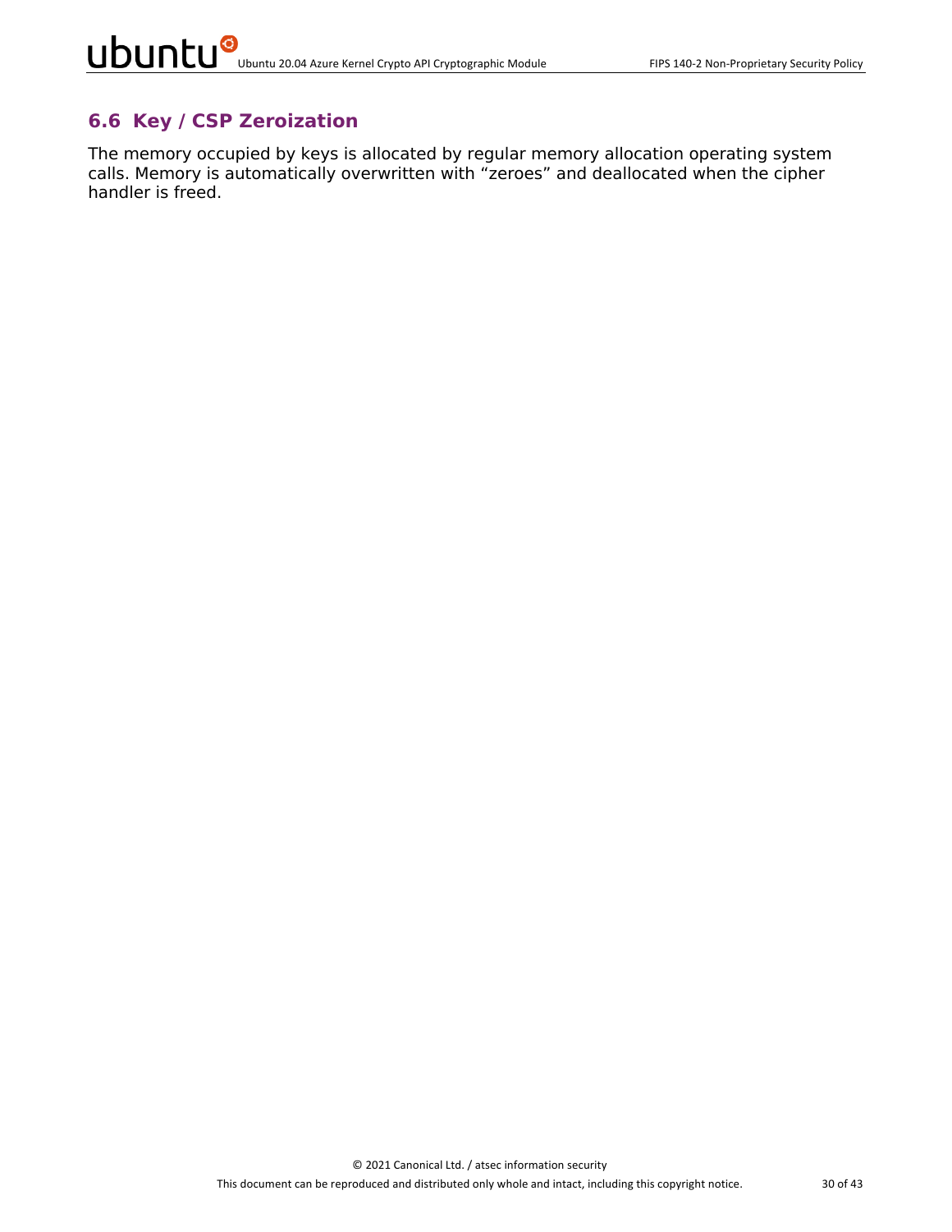## 6.6 Key / CSP Zeroization

The memory occupied by keys is allocated by regular memory allocation operating system calls. Memory is automatically overwritten with "zeroes" and deallocated when the cipher handler is freed.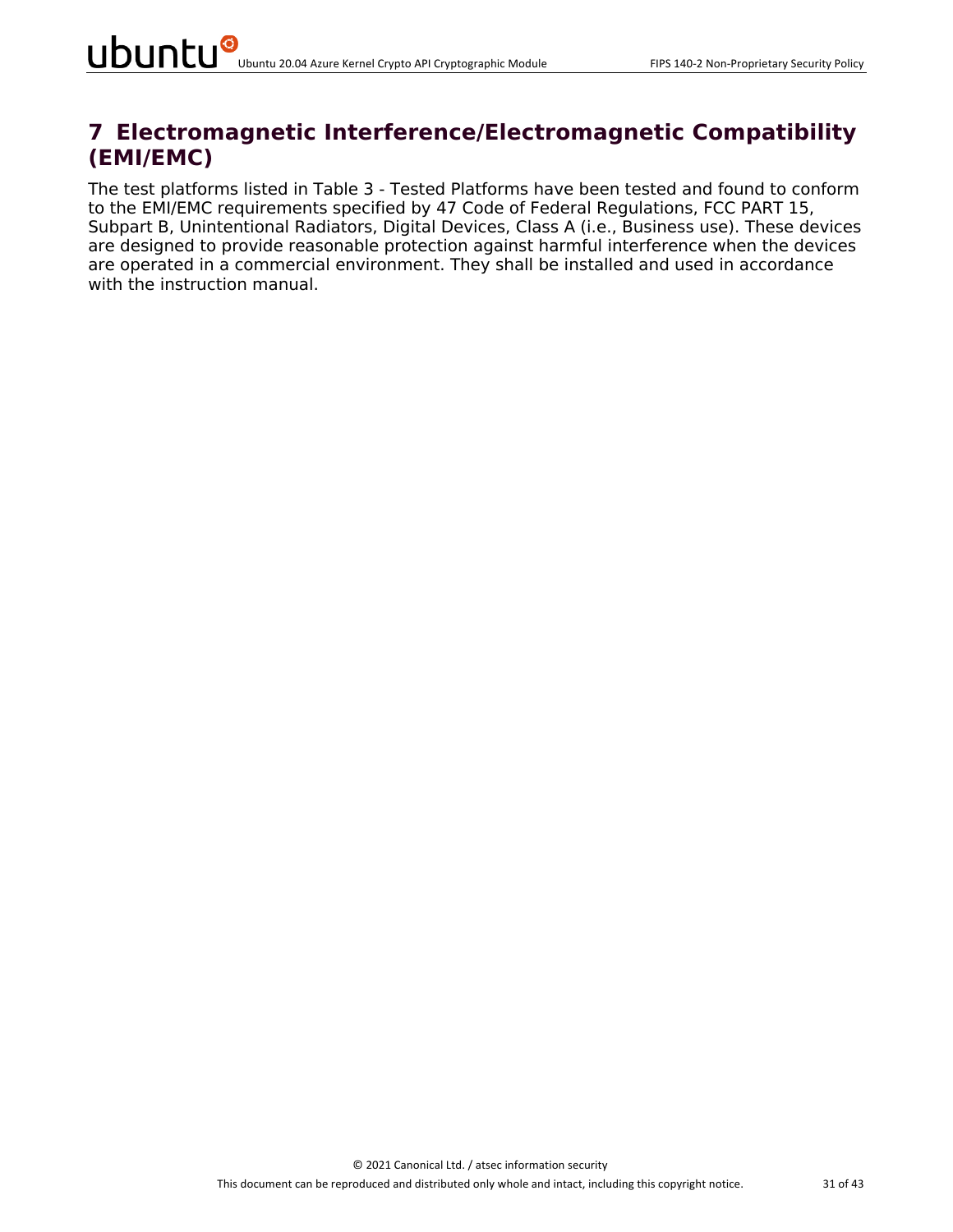# 7 Electromagnetic Interference/Electromagnetic Compatibility (EMI/EMC)

The test platforms listed in Table 3 - Tested Platforms have been tested and found to conform to the EMI/EMC requirements specified by 47 Code of Federal Regulations, FCC PART 15, Subpart B, Unintentional Radiators, Digital Devices, Class A (i.e., Business use). These devices are designed to provide reasonable protection against harmful interference when the devices are operated in a commercial environment. They shall be installed and used in accordance with the instruction manual.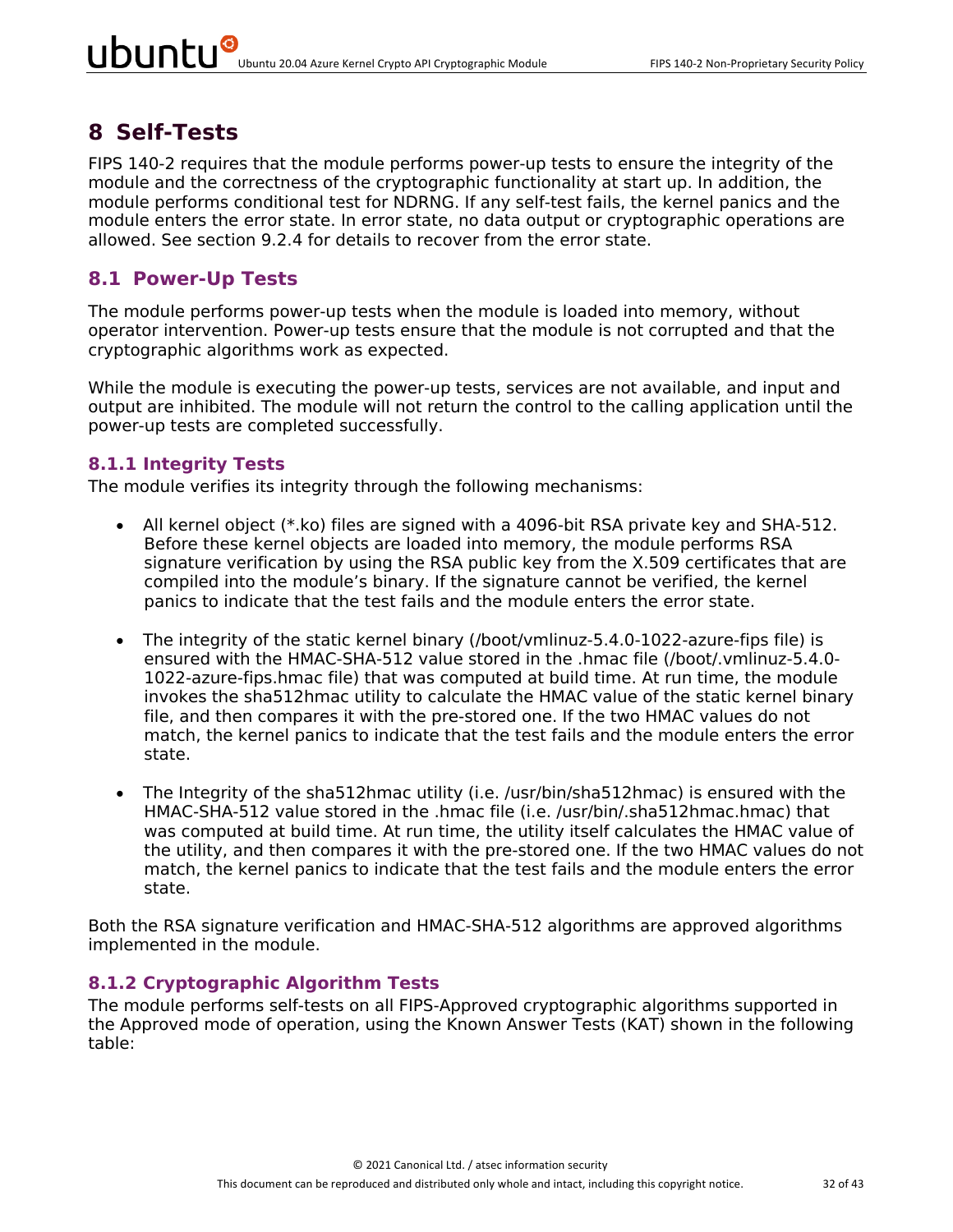# 8 Self-Tests

FIPS 140-2 requires that the module performs power-up tests to ensure the integrity of the module and the correctness of the cryptographic functionality at start up. In addition, the module performs conditional test for NDRNG. If any self-test fails, the kernel panics and the module enters the error state. In error state, no data output or cryptographic operations are allowed. See section 9.2.4 for details to recover from the error state.

## 8.1 Power-Up Tests

The module performs power-up tests when the module is loaded into memory, without operator intervention. Power-up tests ensure that the module is not corrupted and that the cryptographic algorithms work as expected.

While the module is executing the power-up tests, services are not available, and input and output are inhibited. The module will not return the control to the calling application until the power-up tests are completed successfully.

### 8.1.1 Integrity Tests

The module verifies its integrity through the following mechanisms:

- All kernel object (*.ko) files are signed with a 4096-bit RSA private key and SHA-512. Before these kernel objects are loaded into memory, the module performs RSA signature verification by using the RSA public key from the X.509 certificates that are compiled into the module's binary. If the signature cannot be verified, the kernel panics to indicate that the test fails and the module enters the error state.

- The integrity of the static kernel binary (/boot/vmlinuz-5.4.0-1022-azure-fips file) is ensured with the HMAC-SHA-512 value stored in the .hmac file (/boot/.vmlinuz-5.4.0-1022-azure-fips.hmac file) that was computed at build time. At run time, the module invokes the sha512hmac utility to calculate the HMAC value of the static kernel binary file, and then compares it with the pre-stored one. If the two HMAC values do not match, the kernel panics to indicate that the test fails and the module enters the error state.

- The Integrity of the sha512hmac utility (i.e. /usr/bin/sha512hmac) is ensured with the HMAC-SHA-512 value stored in the .hmac file (i.e. /usr/bin/.sha512hmac.hmac) that was computed at build time. At run time, the utility itself calculates the HMAC value of the utility, and then compares it with the pre-stored one. If the two HMAC values do not match, the kernel panics to indicate that the test fails and the module enters the error state.

Both the RSA signature verification and HMAC-SHA-512 algorithms are approved algorithms implemented in the module.

### 8.1.2 Cryptographic Algorithm Tests

The module performs self-tests on all FIPS-Approved cryptographic algorithms supported in the Approved mode of operation, using the Known Answer Tests (KAT) shown in the following table: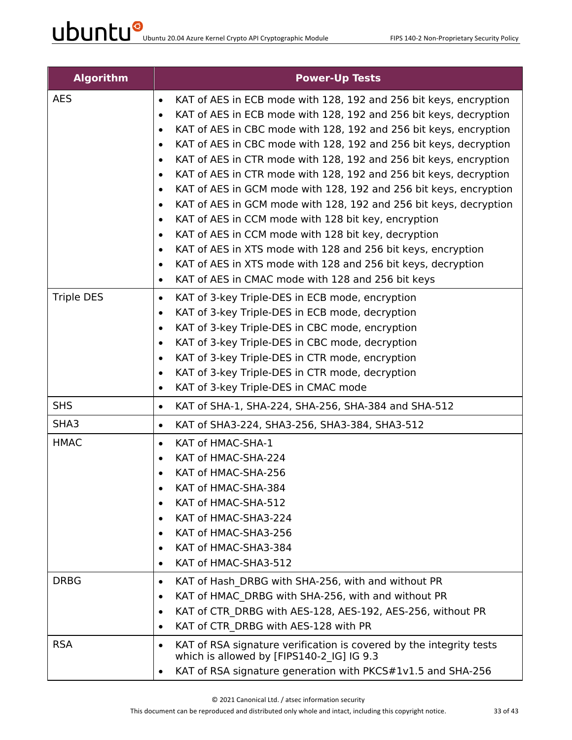| Algorithm | Power-Up Tests |
|---|---|
| AES | • KAT of AES in ECB mode with 128, 192 and 256 bit keys, encryption<br>• KAT of AES in ECB mode with 128, 192 and 256 bit keys, decryption<br>• KAT of AES in CBC mode with 128, 192 and 256 bit keys, encryption<br>• KAT of AES in CBC mode with 128, 192 and 256 bit keys, decryption<br>• KAT of AES in CTR mode with 128, 192 and 256 bit keys, encryption<br>• KAT of AES in CTR mode with 128, 192 and 256 bit keys, decryption<br>• KAT of AES in GCM mode with 128, 192 and 256 bit keys, encryption<br>• KAT of AES in GCM mode with 128, 192 and 256 bit keys, decryption<br>• KAT of AES in CCM mode with 128 bit key, encryption<br>• KAT of AES in CCM mode with 128 bit key, decryption<br>• KAT of AES in XTS mode with 128 and 256 bit keys, encryption<br>• KAT of AES in XTS mode with 128 and 256 bit keys, decryption<br>• KAT of AES in CMAC mode with 128 and 256 bit keys |
| Triple DES | • KAT of 3-key Triple-DES in ECB mode, encryption<br>• KAT of 3-key Triple-DES in ECB mode, decryption<br>• KAT of 3-key Triple-DES in CBC mode, encryption<br>• KAT of 3-key Triple-DES in CBC mode, decryption<br>• KAT of 3-key Triple-DES in CTR mode, encryption<br>• KAT of 3-key Triple-DES in CTR mode, decryption<br>• KAT of 3-key Triple-DES in CMAC mode |
| SHS | • KAT of SHA-1, SHA-224, SHA-256, SHA-384 and SHA-512 |
| SHA3 | • KAT of SHA3-224, SHA3-256, SHA3-384, SHA3-512 |
| HMAC | • KAT of HMAC-SHA-1<br>• KAT of HMAC-SHA-224<br>• KAT of HMAC-SHA-256<br>• KAT of HMAC-SHA-384<br>• KAT of HMAC-SHA-512<br>• KAT of HMAC-SHA3-224<br>• KAT of HMAC-SHA3-256<br>• KAT of HMAC-SHA3-384<br>• KAT of HMAC-SHA3-512 |
| DRBG | • KAT of Hash_DRBG with SHA-256, with and without PR<br>• KAT of HMAC_DRBG with SHA-256, with and without PR<br>• KAT of CTR_DRBG with AES-128, AES-192, AES-256, without PR<br>• KAT of CTR_DRBG with AES-128 with PR |
| RSA | • KAT of RSA signature verification is covered by the integrity tests which is allowed by [FIPS140-2_IG] IG 9.3<br>• KAT of RSA signature generation with PKCS#1v1.5 and SHA-256 |

© 2021 Canonical Ltd. / atsec information security

This document can be reproduced and distributed only whole and intact, including this copyright notice.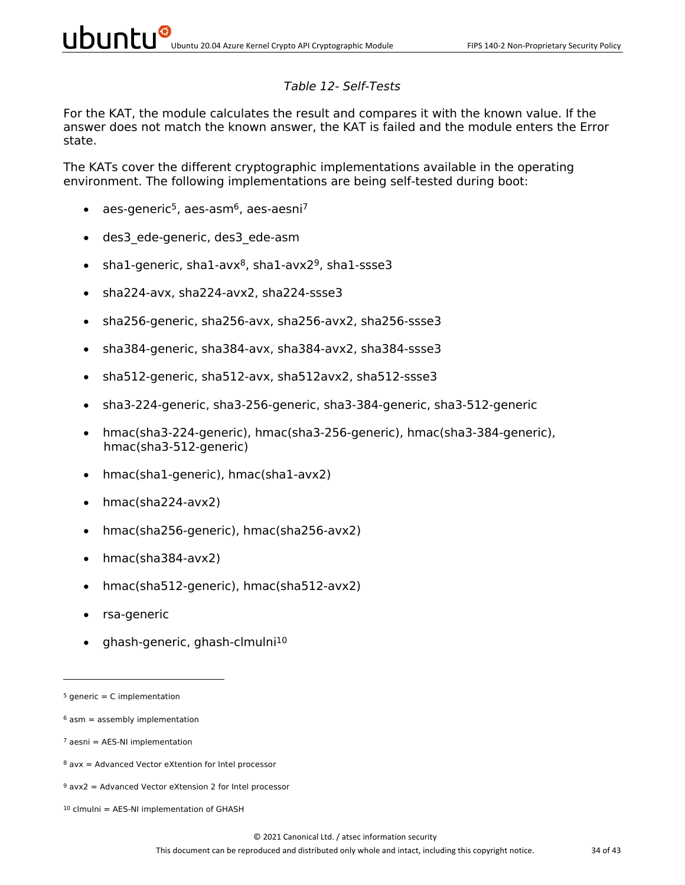*Table 12- Self-Tests*

For the KAT, the module calculates the result and compares it with the known value. If the answer does not match the known answer, the KAT is failed and the module enters the Error state.

The KATs cover the different cryptographic implementations available in the operating environment. The following implementations are being self-tested during boot:

- aes-generic[5], aes-asm[6], aes-aesni[7]
- des3_ede-generic, des3_ede-asm
- sha1-generic, sha1-avx[8], sha1-avx2[9], sha1-ssse3
- sha224-avx, sha224-avx2, sha224-ssse3
- sha256-generic, sha256-avx, sha256-avx2, sha256-ssse3
- sha384-generic, sha384-avx, sha384-avx2, sha384-ssse3
- sha512-generic, sha512-avx, sha512avx2, sha512-ssse3
- sha3-224-generic, sha3-256-generic, sha3-384-generic, sha3-512-generic
- hmac(sha3-224-generic), hmac(sha3-256-generic), hmac(sha3-384-generic), hmac(sha3-512-generic)
- hmac(sha1-generic), hmac(sha1-avx2)
- hmac(sha224-avx2)
- hmac(sha256-generic), hmac(sha256-avx2)
- hmac(sha384-avx2)
- hmac(sha512-generic), hmac(sha512-avx2)
- rsa-generic
- ghash-generic, ghash-clmulni[10]

---

[5] generic = C implementation

[6] asm = assembly implementation

[7] aesni = AES-NI implementation

[8] avx = Advanced Vector eXtention for Intel processor

[9] avx2 = Advanced Vector eXtension 2 for Intel processor

[10] clmulni = AES-NI implementation of GHASH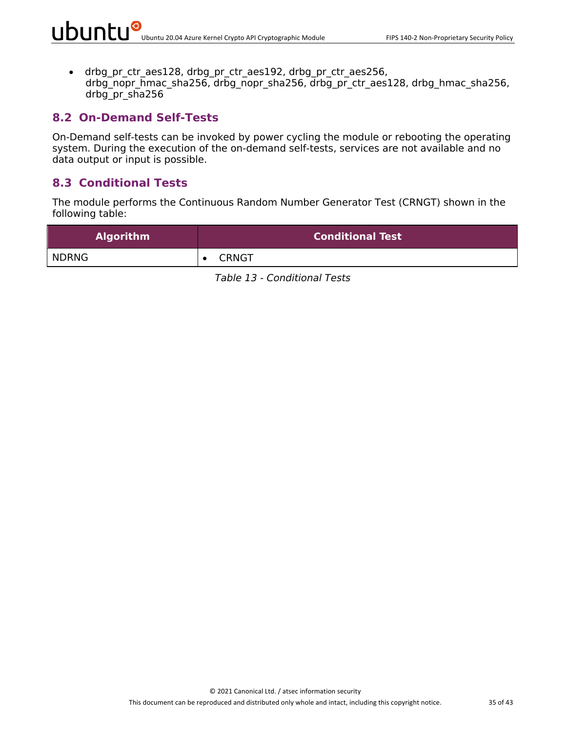- drbg_pr_ctr_aes128, drbg_pr_ctr_aes192, drbg_pr_ctr_aes256, drbg_nopr_hmac_sha256, drbg_nopr_sha256, drbg_pr_ctr_aes128, drbg_hmac_sha256, drbg_pr_sha256

## 8.2 On-Demand Self-Tests

On-Demand self-tests can be invoked by power cycling the module or rebooting the operating system. During the execution of the on-demand self-tests, services are not available and no data output or input is possible.

## 8.3 Conditional Tests

The module performs the Continuous Random Number Generator Test (CRNGT) shown in the following table:

| Algorithm | Conditional Test |
|---|---|
| NDRNG | • CRNGT |

*Table 13 - Conditional Tests*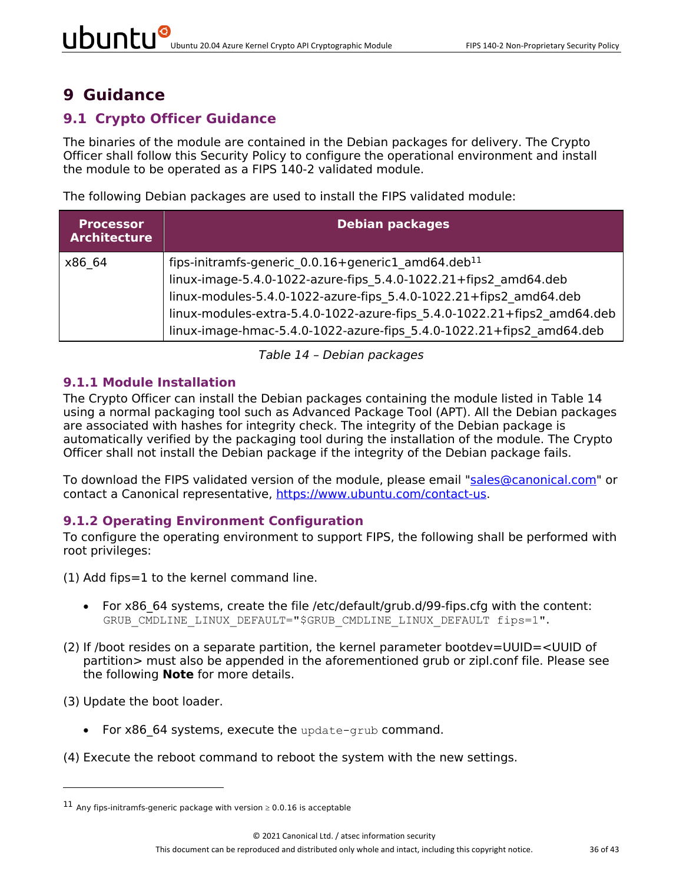# 9 Guidance

## 9.1 Crypto Officer Guidance

The binaries of the module are contained in the Debian packages for delivery. The Crypto Officer shall follow this Security Policy to configure the operational environment and install the module to be operated as a FIPS 140-2 validated module.

The following Debian packages are used to install the FIPS validated module:

| Processor Architecture | Debian packages |
|---|---|
| x86_64 | fips-initramfs-generic_0.0.16+generic1_amd64.deb[11]<br>linux-image-5.4.0-1022-azure-fips_5.4.0-1022.21+fips2_amd64.deb<br>linux-modules-5.4.0-1022-azure-fips_5.4.0-1022.21+fips2_amd64.deb<br>linux-modules-extra-5.4.0-1022-azure-fips_5.4.0-1022.21+fips2_amd64.deb<br>linux-image-hmac-5.4.0-1022-azure-fips_5.4.0-1022.21+fips2_amd64.deb |

*Table 14 – Debian packages*

### 9.1.1 Module Installation

The Crypto Officer can install the Debian packages containing the module listed in Table 14 using a normal packaging tool such as Advanced Package Tool (APT). All the Debian packages are associated with hashes for integrity check. The integrity of the Debian package is automatically verified by the packaging tool during the installation of the module. The Crypto Officer shall not install the Debian package if the integrity of the Debian package fails.

To download the FIPS validated version of the module, please email "sales@canonical.com" or contact a Canonical representative, https://www.ubuntu.com/contact-us.

### 9.1.2 Operating Environment Configuration

To configure the operating environment to support FIPS, the following shall be performed with root privileges:

(1) Add fips=1 to the kernel command line.

- For x86_64 systems, create the file /etc/default/grub.d/99-fips.cfg with the content: `GRUB_CMDLINE_LINUX_DEFAULT="$GRUB_CMDLINE_LINUX_DEFAULT fips=1"`.

(2) If /boot resides on a separate partition, the kernel parameter bootdev=UUID=<UUID of partition> must also be appended in the aforementioned grub or zipl.conf file. Please see the following **Note** for more details.

(3) Update the boot loader.

- For x86_64 systems, execute the `update-grub` command.

(4) Execute the reboot command to reboot the system with the new settings.

[11] Any fips-initramfs-generic package with version ≥ 0.0.16 is acceptable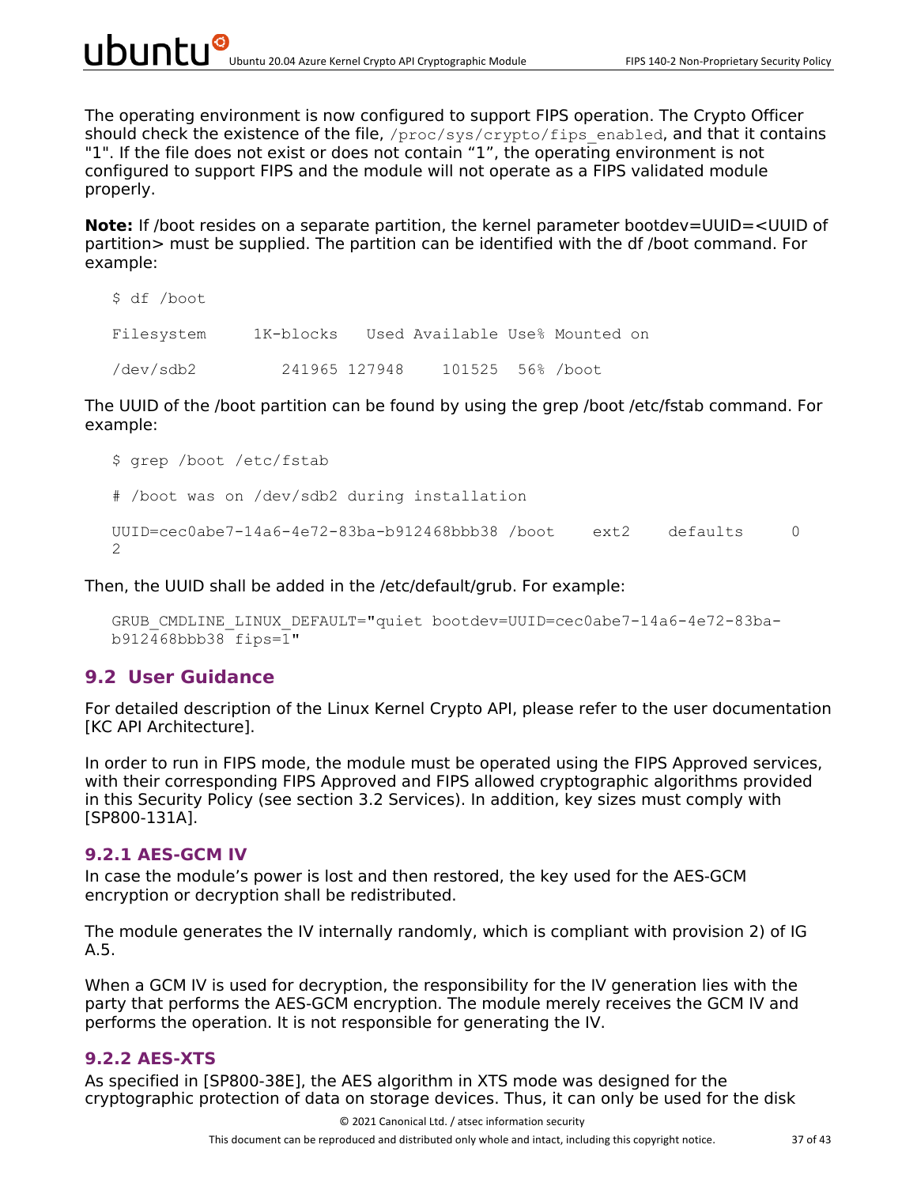The operating environment is now configured to support FIPS operation. The Crypto Officer should check the existence of the file, `/proc/sys/crypto/fips_enabled`, and that it contains "1". If the file does not exist or does not contain "1", the operating environment is not configured to support FIPS and the module will not operate as a FIPS validated module properly.

**Note:** If /boot resides on a separate partition, the kernel parameter bootdev=UUID=<UUID of partition> must be supplied. The partition can be identified with the df /boot command. For example:

```
$ df /boot

Filesystem      1K-blocks   Used Available Use% Mounted on

/dev/sdb2          241965 127948    101525  56% /boot
```

The UUID of the /boot partition can be found by using the grep /boot /etc/fstab command. For example:

```
$ grep /boot /etc/fstab

# /boot was on /dev/sdb2 during installation

UUID=cec0abe7-14a6-4e72-83ba-b912468bbb38 /boot    ext2    defaults     0
2
```

Then, the UUID shall be added in the /etc/default/grub. For example:

```
GRUB_CMDLINE_LINUX_DEFAULT="quiet bootdev=UUID=cec0abe7-14a6-4e72-83ba-
b912468bbb38 fips=1"
```

## 9.2 User Guidance

For detailed description of the Linux Kernel Crypto API, please refer to the user documentation [KC API Architecture].

In order to run in FIPS mode, the module must be operated using the FIPS Approved services, with their corresponding FIPS Approved and FIPS allowed cryptographic algorithms provided in this Security Policy (see section 3.2 Services). In addition, key sizes must comply with [SP800-131A].

### 9.2.1 AES-GCM IV

In case the module's power is lost and then restored, the key used for the AES-GCM encryption or decryption shall be redistributed.

The module generates the IV internally randomly, which is compliant with provision 2) of IG A.5.

When a GCM IV is used for decryption, the responsibility for the IV generation lies with the party that performs the AES-GCM encryption. The module merely receives the GCM IV and performs the operation. It is not responsible for generating the IV.

### 9.2.2 AES-XTS

As specified in [SP800-38E], the AES algorithm in XTS mode was designed for the cryptographic protection of data on storage devices. Thus, it can only be used for the disk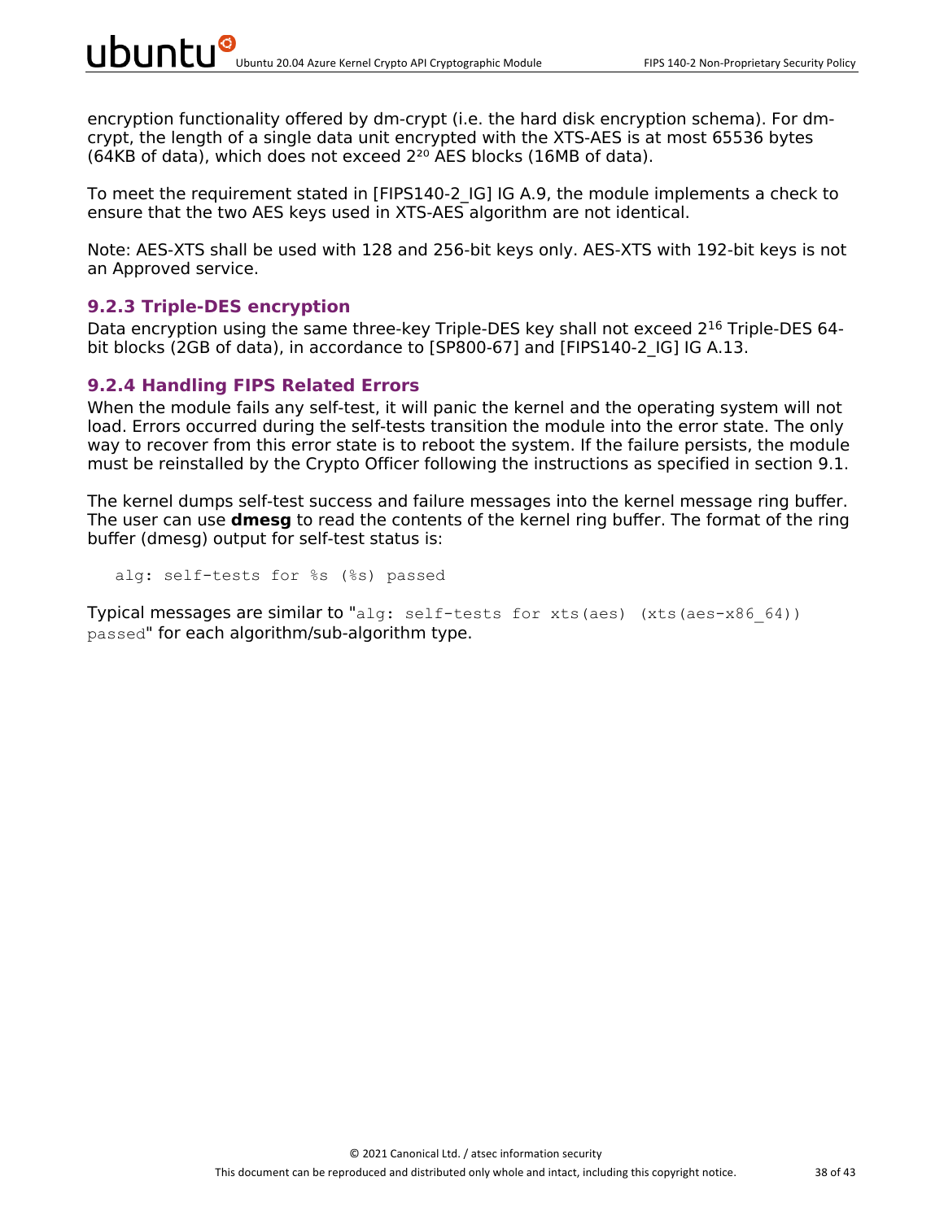encryption functionality offered by dm-crypt (i.e. the hard disk encryption schema). For dm-crypt, the length of a single data unit encrypted with the XTS-AES is at most 65536 bytes (64KB of data), which does not exceed $2^{20}$ AES blocks (16MB of data).

To meet the requirement stated in [FIPS140-2_IG] IG A.9, the module implements a check to ensure that the two AES keys used in XTS-AES algorithm are not identical.

Note: AES-XTS shall be used with 128 and 256-bit keys only. AES-XTS with 192-bit keys is not an Approved service.

### 9.2.3 Triple-DES encryption

Data encryption using the same three-key Triple-DES key shall not exceed $2^{16}$ Triple-DES 64-bit blocks (2GB of data), in accordance to [SP800-67] and [FIPS140-2_IG] IG A.13.

### 9.2.4 Handling FIPS Related Errors

When the module fails any self-test, it will panic the kernel and the operating system will not load. Errors occurred during the self-tests transition the module into the error state. The only way to recover from this error state is to reboot the system. If the failure persists, the module must be reinstalled by the Crypto Officer following the instructions as specified in section 9.1.

The kernel dumps self-test success and failure messages into the kernel message ring buffer. The user can use **dmesg** to read the contents of the kernel ring buffer. The format of the ring buffer (dmesg) output for self-test status is:

```
alg: self-tests for %s (%s) passed
```

Typical messages are similar to "`alg: self-tests for xts(aes) (xts(aes-x86_64)) passed`" for each algorithm/sub-algorithm type.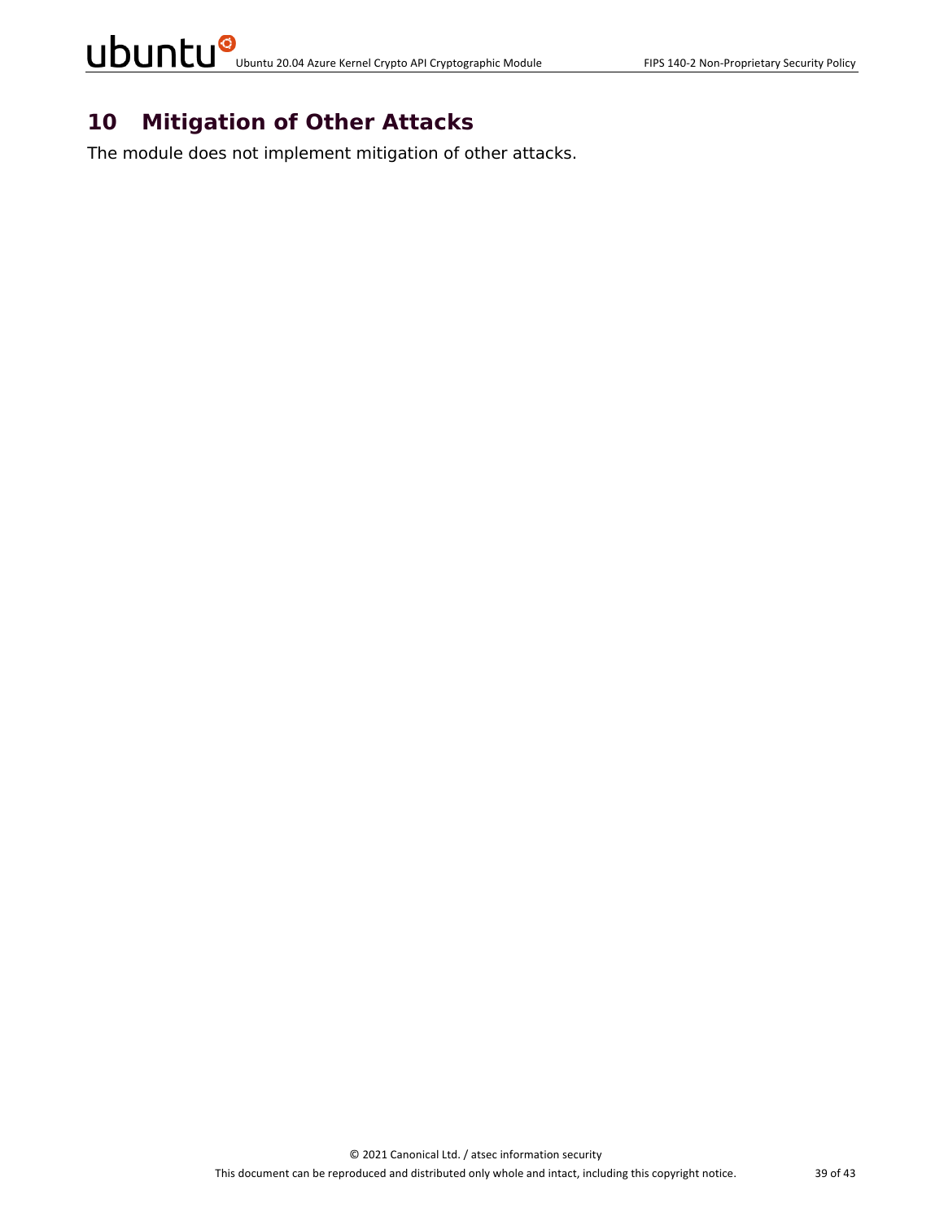# 10 Mitigation of Other Attacks

The module does not implement mitigation of other attacks.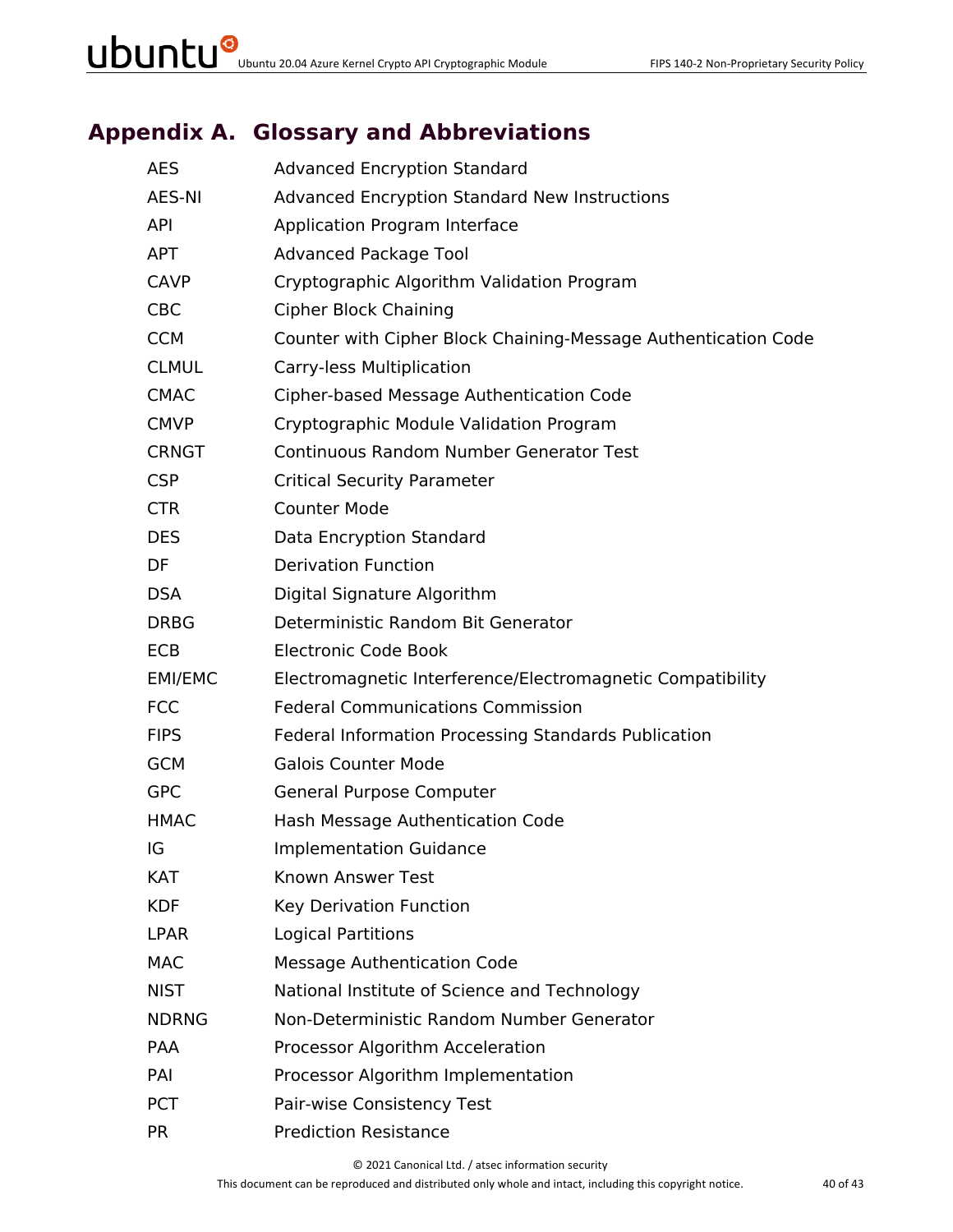# Appendix A. Glossary and Abbreviations

| | |
|---|---|
| AES | Advanced Encryption Standard |
| AES-NI | Advanced Encryption Standard New Instructions |
| API | Application Program Interface |
| APT | Advanced Package Tool |
| CAVP | Cryptographic Algorithm Validation Program |
| CBC | Cipher Block Chaining |
| CCM | Counter with Cipher Block Chaining-Message Authentication Code |
| CLMUL | Carry-less Multiplication |
| CMAC | Cipher-based Message Authentication Code |
| CMVP | Cryptographic Module Validation Program |
| CRNGT | Continuous Random Number Generator Test |
| CSP | Critical Security Parameter |
| CTR | Counter Mode |
| DES | Data Encryption Standard |
| DF | Derivation Function |
| DSA | Digital Signature Algorithm |
| DRBG | Deterministic Random Bit Generator |
| ECB | Electronic Code Book |
| EMI/EMC | Electromagnetic Interference/Electromagnetic Compatibility |
| FCC | Federal Communications Commission |
| FIPS | Federal Information Processing Standards Publication |
| GCM | Galois Counter Mode |
| GPC | General Purpose Computer |
| HMAC | Hash Message Authentication Code |
| IG | Implementation Guidance |
| KAT | Known Answer Test |
| KDF | Key Derivation Function |
| LPAR | Logical Partitions |
| MAC | Message Authentication Code |
| NIST | National Institute of Science and Technology |
| NDRNG | Non-Deterministic Random Number Generator |
| PAA | Processor Algorithm Acceleration |
| PAI | Processor Algorithm Implementation |
| PCT | Pair-wise Consistency Test |
| PR | Prediction Resistance |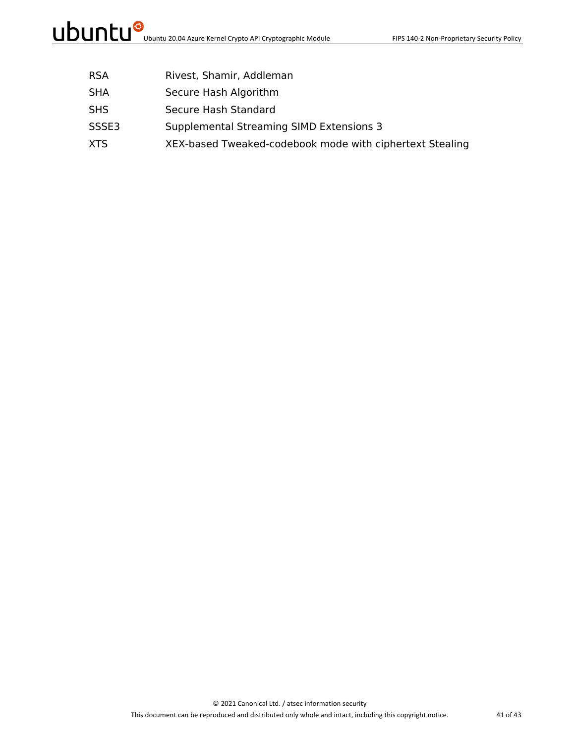| | |
|---|---|
| RSA | Rivest, Shamir, Addleman |
| SHA | Secure Hash Algorithm |
| SHS | Secure Hash Standard |
| SSSE3 | Supplemental Streaming SIMD Extensions 3 |
| XTS | XEX-based Tweaked-codebook mode with ciphertext Stealing |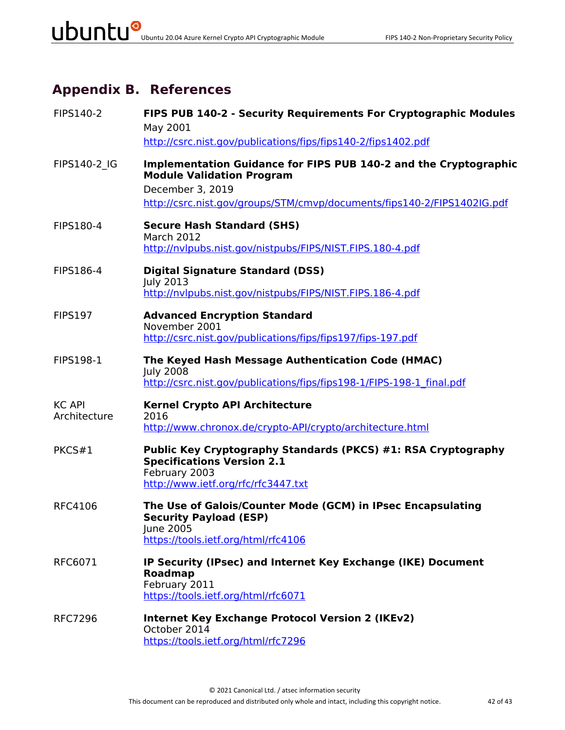# Appendix B. References

| | |
|---|---|
| FIPS140-2 | **FIPS PUB 140-2 - Security Requirements For Cryptographic Modules**<br>May 2001<br>http://csrc.nist.gov/publications/fips/fips140-2/fips1402.pdf |
| FIPS140-2_IG | **Implementation Guidance for FIPS PUB 140-2 and the Cryptographic Module Validation Program**<br>December 3, 2019<br>http://csrc.nist.gov/groups/STM/cmvp/documents/fips140-2/FIPS1402IG.pdf |
| FIPS180-4 | **Secure Hash Standard (SHS)**<br>March 2012<br>http://nvlpubs.nist.gov/nistpubs/FIPS/NIST.FIPS.180-4.pdf |
| FIPS186-4 | **Digital Signature Standard (DSS)**<br>July 2013<br>http://nvlpubs.nist.gov/nistpubs/FIPS/NIST.FIPS.186-4.pdf |
| FIPS197 | **Advanced Encryption Standard**<br>November 2001<br>http://csrc.nist.gov/publications/fips/fips197/fips-197.pdf |
| FIPS198-1 | **The Keyed Hash Message Authentication Code (HMAC)**<br>July 2008<br>http://csrc.nist.gov/publications/fips/fips198-1/FIPS-198-1_final.pdf |
| KC API Architecture | **Kernel Crypto API Architecture**<br>2016<br>http://www.chronox.de/crypto-API/crypto/architecture.html |
| PKCS#1 | **Public Key Cryptography Standards (PKCS) #1: RSA Cryptography Specifications Version 2.1**<br>February 2003<br>http://www.ietf.org/rfc/rfc3447.txt |
| RFC4106 | **The Use of Galois/Counter Mode (GCM) in IPsec Encapsulating Security Payload (ESP)**<br>June 2005<br>https://tools.ietf.org/html/rfc4106 |
| RFC6071 | **IP Security (IPsec) and Internet Key Exchange (IKE) Document Roadmap**<br>February 2011<br>https://tools.ietf.org/html/rfc6071 |
| RFC7296 | **Internet Key Exchange Protocol Version 2 (IKEv2)**<br>October 2014<br>https://tools.ietf.org/html/rfc7296 |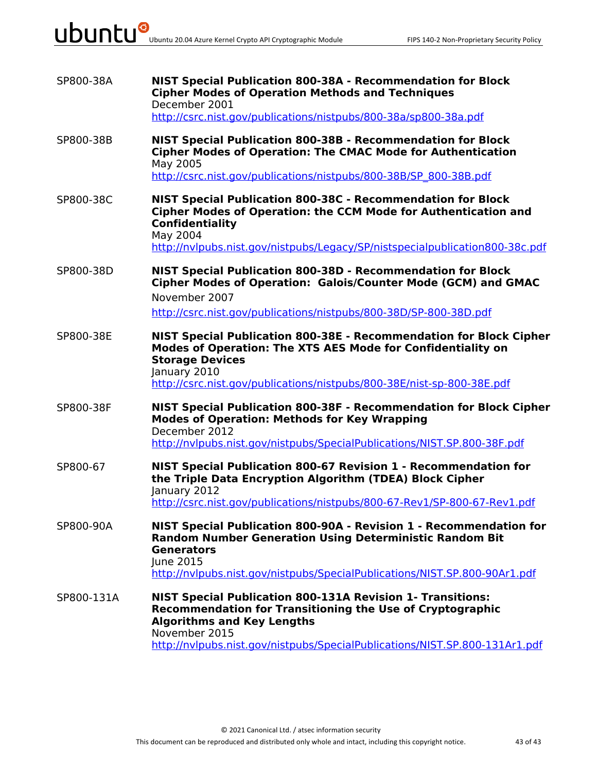SP800-38A **NIST Special Publication 800-38A - Recommendation for Block Cipher Modes of Operation Methods and Techniques**
December 2001
http://csrc.nist.gov/publications/nistpubs/800-38a/sp800-38a.pdf

SP800-38B **NIST Special Publication 800-38B - Recommendation for Block Cipher Modes of Operation: The CMAC Mode for Authentication**
May 2005
http://csrc.nist.gov/publications/nistpubs/800-38B/SP_800-38B.pdf

SP800-38C **NIST Special Publication 800-38C - Recommendation for Block Cipher Modes of Operation: the CCM Mode for Authentication and Confidentiality**
May 2004
http://nvlpubs.nist.gov/nistpubs/Legacy/SP/nistspecialpublication800-38c.pdf

SP800-38D **NIST Special Publication 800-38D - Recommendation for Block Cipher Modes of Operation: Galois/Counter Mode (GCM) and GMAC**
November 2007
http://csrc.nist.gov/publications/nistpubs/800-38D/SP-800-38D.pdf

SP800-38E **NIST Special Publication 800-38E - Recommendation for Block Cipher Modes of Operation: The XTS AES Mode for Confidentiality on Storage Devices**
January 2010
http://csrc.nist.gov/publications/nistpubs/800-38E/nist-sp-800-38E.pdf

SP800-38F **NIST Special Publication 800-38F - Recommendation for Block Cipher Modes of Operation: Methods for Key Wrapping**
December 2012
http://nvlpubs.nist.gov/nistpubs/SpecialPublications/NIST.SP.800-38F.pdf

SP800-67 **NIST Special Publication 800-67 Revision 1 - Recommendation for the Triple Data Encryption Algorithm (TDEA) Block Cipher**
January 2012
http://csrc.nist.gov/publications/nistpubs/800-67-Rev1/SP-800-67-Rev1.pdf

SP800-90A **NIST Special Publication 800-90A - Revision 1 - Recommendation for Random Number Generation Using Deterministic Random Bit Generators**
June 2015
http://nvlpubs.nist.gov/nistpubs/SpecialPublications/NIST.SP.800-90Ar1.pdf

SP800-131A **NIST Special Publication 800-131A Revision 1- Transitions: Recommendation for Transitioning the Use of Cryptographic Algorithms and Key Lengths**
November 2015
http://nvlpubs.nist.gov/nistpubs/SpecialPublications/NIST.SP.800-131Ar1.pdf